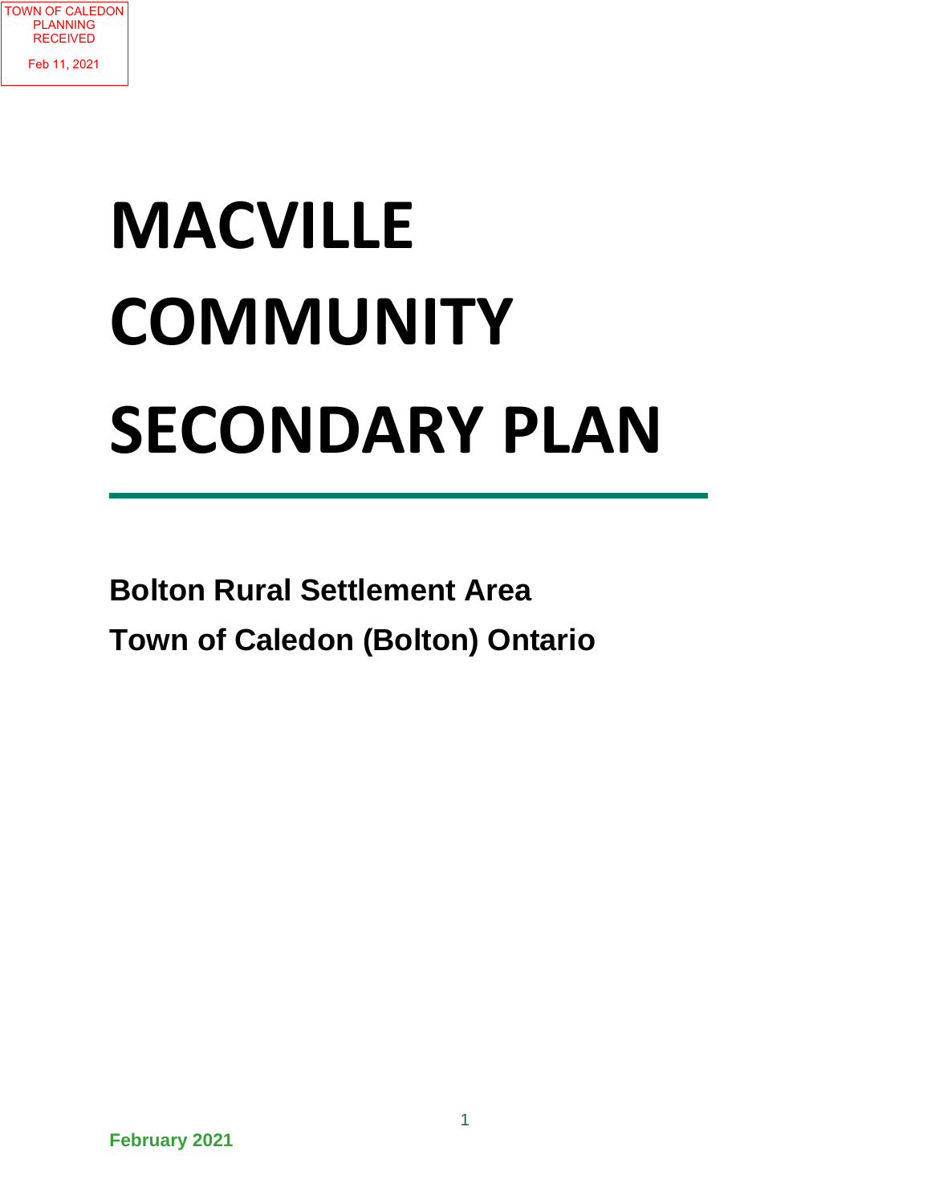TOWN OF CALEDON PLANNING RECEIVED

Feb 11, 2021

# MACVILLE COMMUNITY SECONDARY PLAN

**Bolton Rural Settlement Area**

**Town of Caledon (Bolton) Ontario**

**February 2021**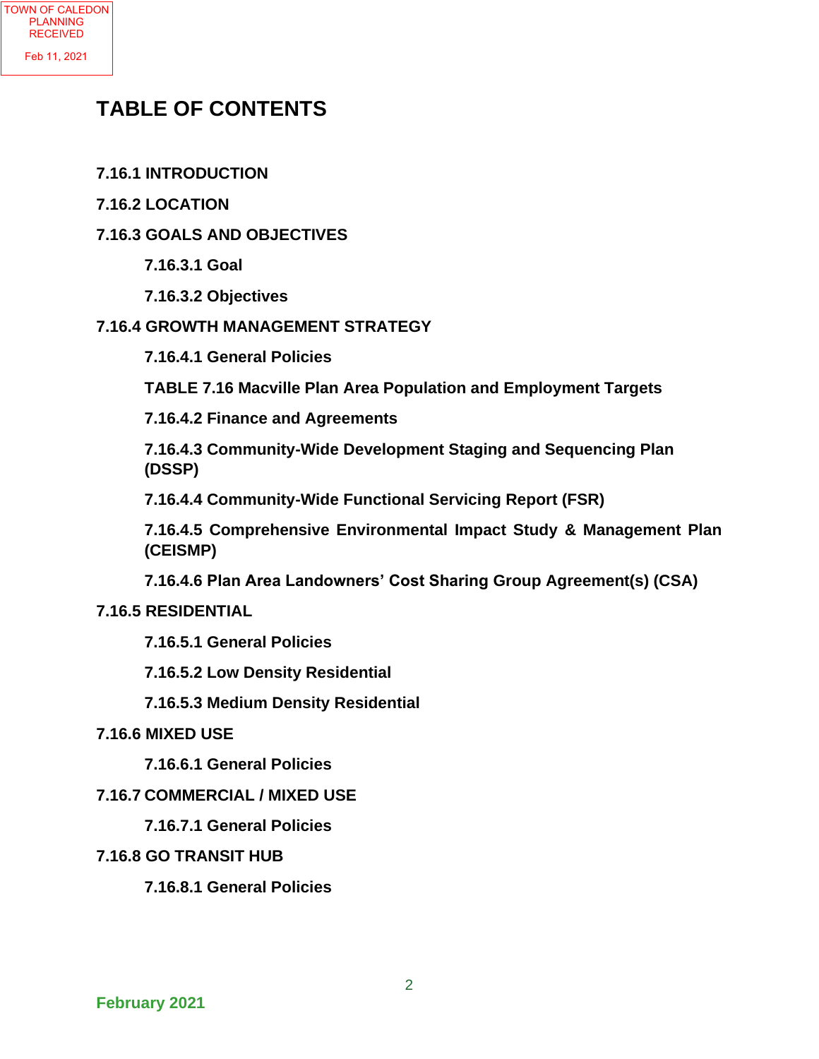# TABLE OF CONTENTS

**7.16.1 INTRODUCTION**

**7.16.2 LOCATION**

**7.16.3 GOALS AND OBJECTIVES**

- **7.16.3.1 Goal**
- **7.16.3.2 Objectives**

**7.16.4 GROWTH MANAGEMENT STRATEGY**

- **7.16.4.1 General Policies**
- **TABLE 7.16 Macville Plan Area Population and Employment Targets**
- **7.16.4.2 Finance and Agreements**
- **7.16.4.3 Community-Wide Development Staging and Sequencing Plan (DSSP)**
- **7.16.4.4 Community-Wide Functional Servicing Report (FSR)**
- **7.16.4.5 Comprehensive Environmental Impact Study & Management Plan (CEISMP)**
- **7.16.4.6 Plan Area Landowners' Cost Sharing Group Agreement(s) (CSA)**

**7.16.5 RESIDENTIAL**

- **7.16.5.1 General Policies**
- **7.16.5.2 Low Density Residential**
- **7.16.5.3 Medium Density Residential**

**7.16.6 MIXED USE**

- **7.16.6.1 General Policies**

**7.16.7 COMMERCIAL / MIXED USE**

- **7.16.7.1 General Policies**

**7.16.8 GO TRANSIT HUB**

- **7.16.8.1 General Policies**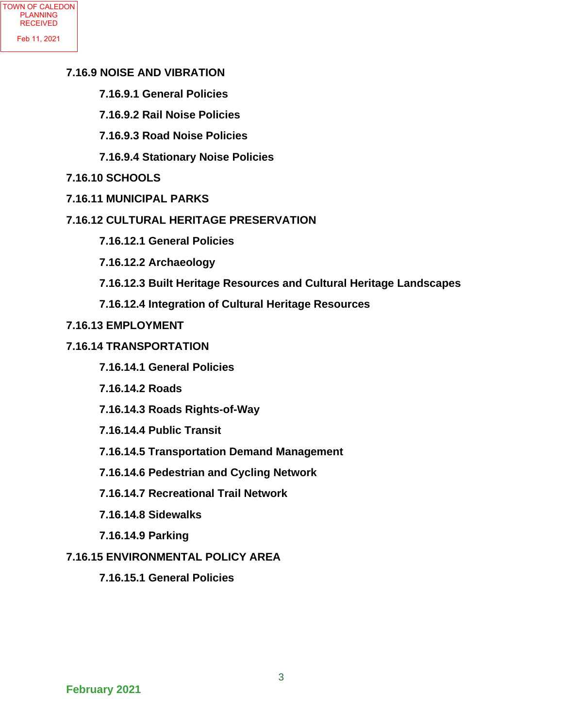TOWN OF CALEDON PLANNING RECEIVED Feb 11, 2021

**7.16.9 NOISE AND VIBRATION**

- **7.16.9.1 General Policies**
- **7.16.9.2 Rail Noise Policies**
- **7.16.9.3 Road Noise Policies**
- **7.16.9.4 Stationary Noise Policies**

**7.16.10 SCHOOLS**

**7.16.11 MUNICIPAL PARKS**

**7.16.12 CULTURAL HERITAGE PRESERVATION**

- **7.16.12.1 General Policies**
- **7.16.12.2 Archaeology**
- **7.16.12.3 Built Heritage Resources and Cultural Heritage Landscapes**
- **7.16.12.4 Integration of Cultural Heritage Resources**

**7.16.13 EMPLOYMENT**

**7.16.14 TRANSPORTATION**

- **7.16.14.1 General Policies**
- **7.16.14.2 Roads**
- **7.16.14.3 Roads Rights-of-Way**
- **7.16.14.4 Public Transit**
- **7.16.14.5 Transportation Demand Management**
- **7.16.14.6 Pedestrian and Cycling Network**
- **7.16.14.7 Recreational Trail Network**
- **7.16.14.8 Sidewalks**
- **7.16.14.9 Parking**

**7.16.15 ENVIRONMENTAL POLICY AREA**

- **7.16.15.1 General Policies**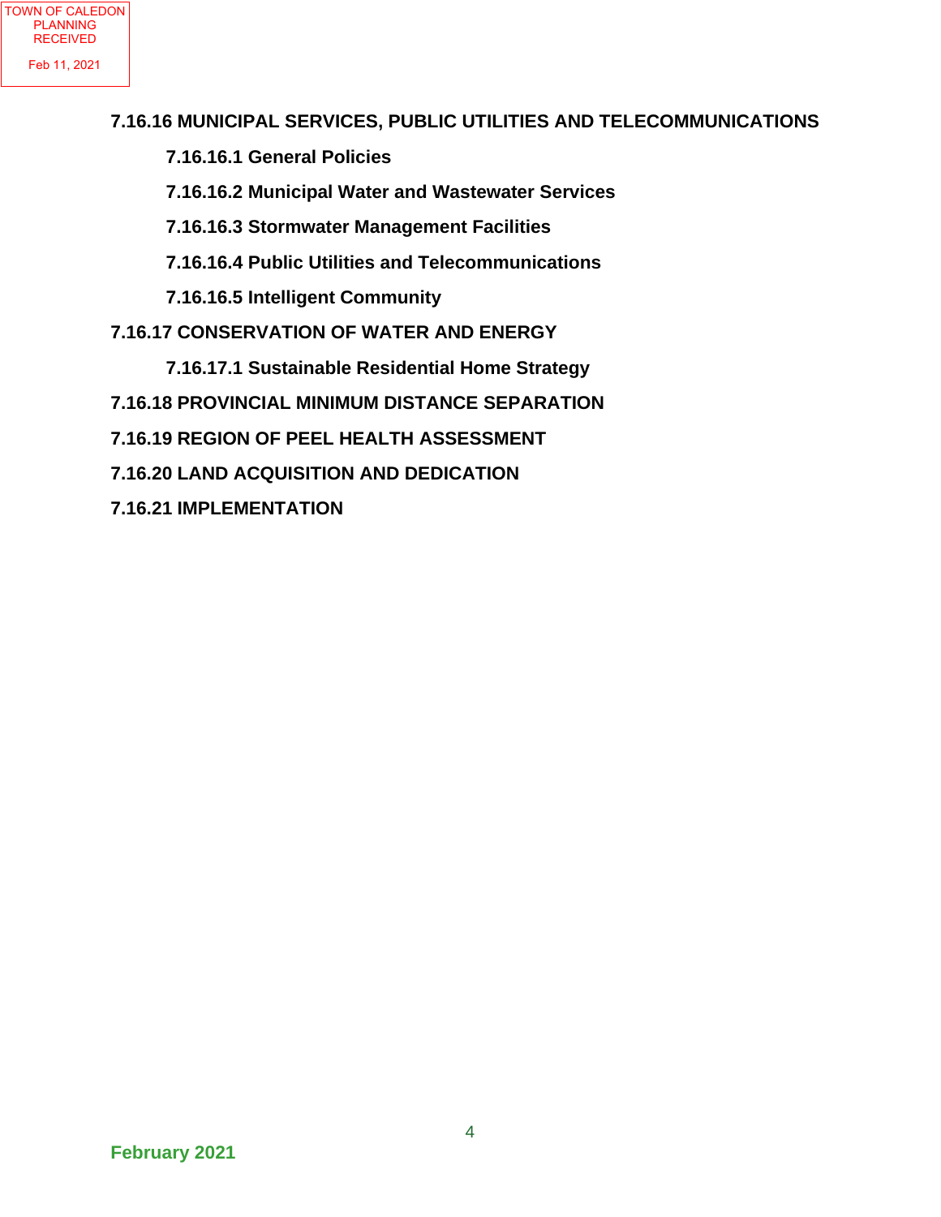**7.16.16 MUNICIPAL SERVICES, PUBLIC UTILITIES AND TELECOMMUNICATIONS**

- **7.16.16.1 General Policies**
- **7.16.16.2 Municipal Water and Wastewater Services**
- **7.16.16.3 Stormwater Management Facilities**
- **7.16.16.4 Public Utilities and Telecommunications**
- **7.16.16.5 Intelligent Community**

**7.16.17 CONSERVATION OF WATER AND ENERGY**

- **7.16.17.1 Sustainable Residential Home Strategy**

**7.16.18 PROVINCIAL MINIMUM DISTANCE SEPARATION**

**7.16.19 REGION OF PEEL HEALTH ASSESSMENT**

**7.16.20 LAND ACQUISITION AND DEDICATION**

**7.16.21 IMPLEMENTATION**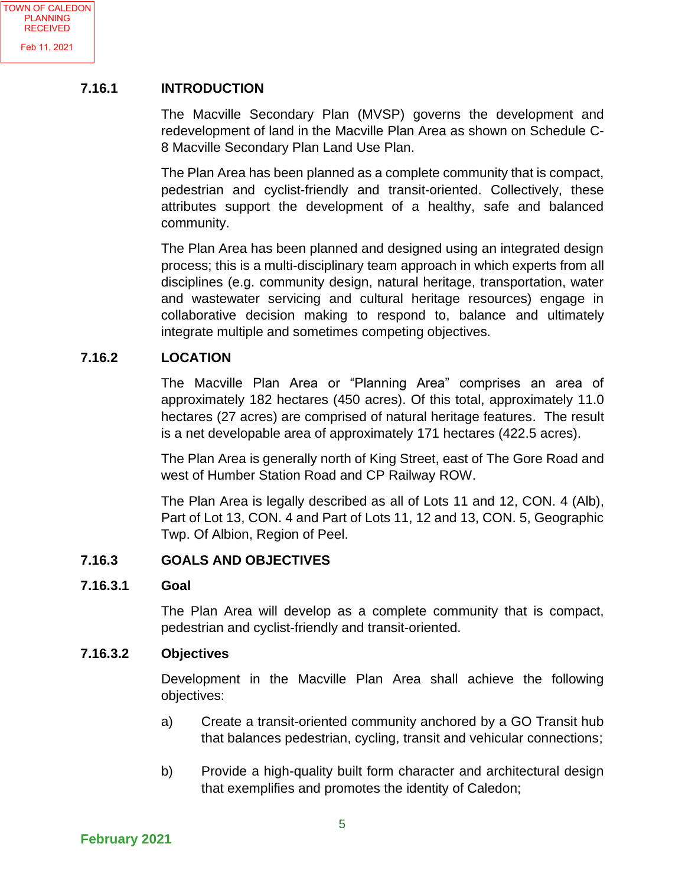## 7.16.1 INTRODUCTION

The Macville Secondary Plan (MVSP) governs the development and redevelopment of land in the Macville Plan Area as shown on Schedule C-8 Macville Secondary Plan Land Use Plan.

The Plan Area has been planned as a complete community that is compact, pedestrian and cyclist-friendly and transit-oriented. Collectively, these attributes support the development of a healthy, safe and balanced community.

The Plan Area has been planned and designed using an integrated design process; this is a multi-disciplinary team approach in which experts from all disciplines (e.g. community design, natural heritage, transportation, water and wastewater servicing and cultural heritage resources) engage in collaborative decision making to respond to, balance and ultimately integrate multiple and sometimes competing objectives.

## 7.16.2 LOCATION

The Macville Plan Area or "Planning Area" comprises an area of approximately 182 hectares (450 acres). Of this total, approximately 11.0 hectares (27 acres) are comprised of natural heritage features. The result is a net developable area of approximately 171 hectares (422.5 acres).

The Plan Area is generally north of King Street, east of The Gore Road and west of Humber Station Road and CP Railway ROW.

The Plan Area is legally described as all of Lots 11 and 12, CON. 4 (Alb), Part of Lot 13, CON. 4 and Part of Lots 11, 12 and 13, CON. 5, Geographic Twp. Of Albion, Region of Peel.

## 7.16.3 GOALS AND OBJECTIVES

### 7.16.3.1 Goal

The Plan Area will develop as a complete community that is compact, pedestrian and cyclist-friendly and transit-oriented.

### 7.16.3.2 Objectives

Development in the Macville Plan Area shall achieve the following objectives:

a) Create a transit-oriented community anchored by a GO Transit hub that balances pedestrian, cycling, transit and vehicular connections;

b) Provide a high-quality built form character and architectural design that exemplifies and promotes the identity of Caledon;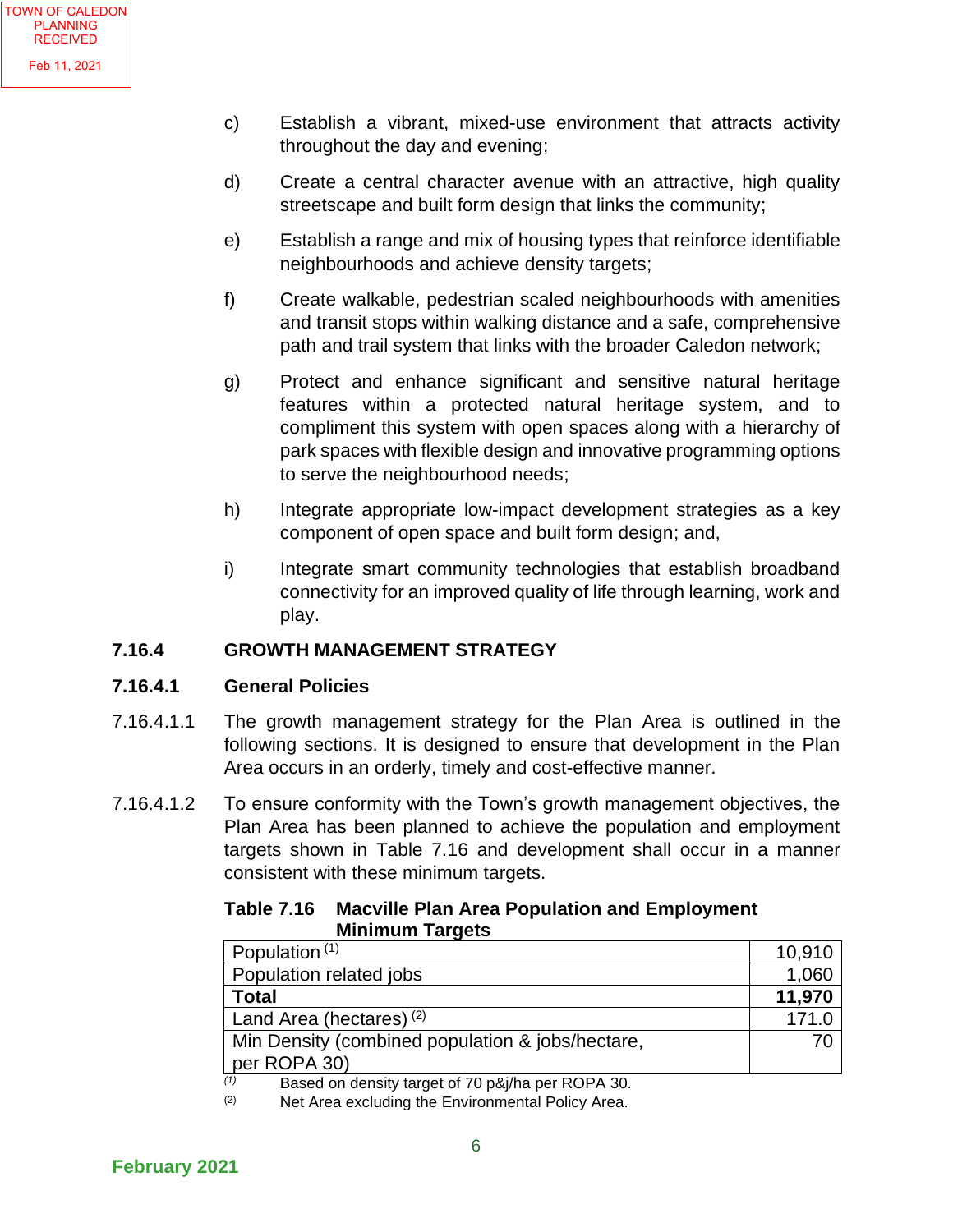TOWN OF CALEDON PLANNING RECEIVED Feb 11, 2021

c) Establish a vibrant, mixed-use environment that attracts activity throughout the day and evening;

d) Create a central character avenue with an attractive, high quality streetscape and built form design that links the community;

e) Establish a range and mix of housing types that reinforce identifiable neighbourhoods and achieve density targets;

f) Create walkable, pedestrian scaled neighbourhoods with amenities and transit stops within walking distance and a safe, comprehensive path and trail system that links with the broader Caledon network;

g) Protect and enhance significant and sensitive natural heritage features within a protected natural heritage system, and to compliment this system with open spaces along with a hierarchy of park spaces with flexible design and innovative programming options to serve the neighbourhood needs;

h) Integrate appropriate low-impact development strategies as a key component of open space and built form design; and,

i) Integrate smart community technologies that establish broadband connectivity for an improved quality of life through learning, work and play.

## 7.16.4 GROWTH MANAGEMENT STRATEGY

### 7.16.4.1 General Policies

7.16.4.1.1 The growth management strategy for the Plan Area is outlined in the following sections. It is designed to ensure that development in the Plan Area occurs in an orderly, timely and cost-effective manner.

7.16.4.1.2 To ensure conformity with the Town's growth management objectives, the Plan Area has been planned to achieve the population and employment targets shown in Table 7.16 and development shall occur in a manner consistent with these minimum targets.

**Table 7.16 Macville Plan Area Population and Employment Minimum Targets**

| | |
|---|---|
| Population [(1)] | 10,910 |
| Population related jobs | 1,060 |
| **Total** | **11,970** |
| Land Area (hectares) [(2)] | 171.0 |
| Min Density (combined population & jobs/hectare, per ROPA 30) | 70 |

(1) Based on density target of 70 p&j/ha per ROPA 30.

(2) Net Area excluding the Environmental Policy Area.

February 2021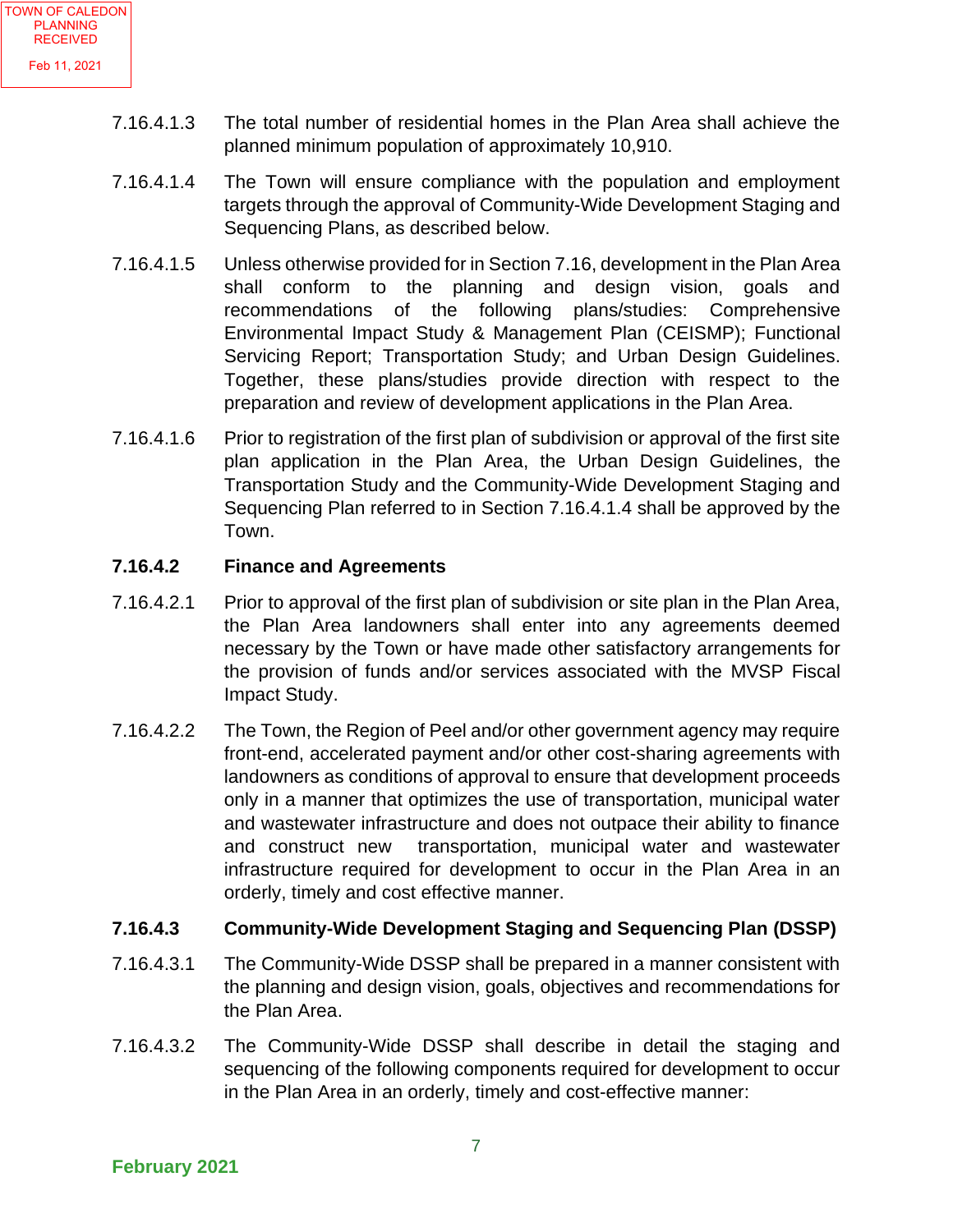TOWN OF CALEDON PLANNING RECEIVED Feb 11, 2021

7.16.4.1.3 The total number of residential homes in the Plan Area shall achieve the planned minimum population of approximately 10,910.

7.16.4.1.4 The Town will ensure compliance with the population and employment targets through the approval of Community-Wide Development Staging and Sequencing Plans, as described below.

7.16.4.1.5 Unless otherwise provided for in Section 7.16, development in the Plan Area shall conform to the planning and design vision, goals and recommendations of the following plans/studies: Comprehensive Environmental Impact Study & Management Plan (CEISMP); Functional Servicing Report; Transportation Study; and Urban Design Guidelines. Together, these plans/studies provide direction with respect to the preparation and review of development applications in the Plan Area.

7.16.4.1.6 Prior to registration of the first plan of subdivision or approval of the first site plan application in the Plan Area, the Urban Design Guidelines, the Transportation Study and the Community-Wide Development Staging and Sequencing Plan referred to in Section 7.16.4.1.4 shall be approved by the Town.

**7.16.4.2 Finance and Agreements**

7.16.4.2.1 Prior to approval of the first plan of subdivision or site plan in the Plan Area, the Plan Area landowners shall enter into any agreements deemed necessary by the Town or have made other satisfactory arrangements for the provision of funds and/or services associated with the MVSP Fiscal Impact Study.

7.16.4.2.2 The Town, the Region of Peel and/or other government agency may require front-end, accelerated payment and/or other cost-sharing agreements with landowners as conditions of approval to ensure that development proceeds only in a manner that optimizes the use of transportation, municipal water and wastewater infrastructure and does not outpace their ability to finance and construct new transportation, municipal water and wastewater infrastructure required for development to occur in the Plan Area in an orderly, timely and cost effective manner.

**7.16.4.3 Community-Wide Development Staging and Sequencing Plan (DSSP)**

7.16.4.3.1 The Community-Wide DSSP shall be prepared in a manner consistent with the planning and design vision, goals, objectives and recommendations for the Plan Area.

7.16.4.3.2 The Community-Wide DSSP shall describe in detail the staging and sequencing of the following components required for development to occur in the Plan Area in an orderly, timely and cost-effective manner: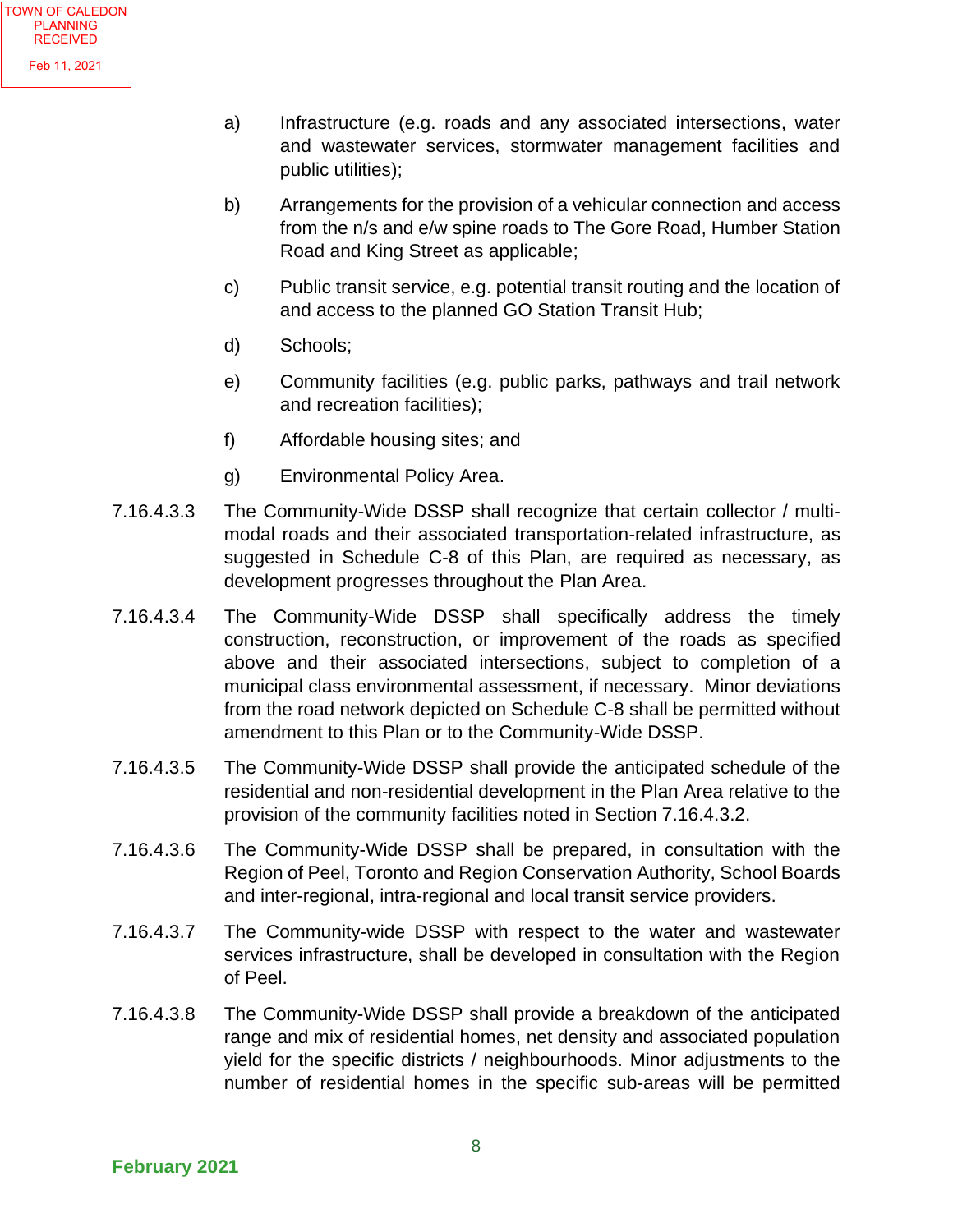a) Infrastructure (e.g. roads and any associated intersections, water and wastewater services, stormwater management facilities and public utilities);

b) Arrangements for the provision of a vehicular connection and access from the n/s and e/w spine roads to The Gore Road, Humber Station Road and King Street as applicable;

c) Public transit service, e.g. potential transit routing and the location of and access to the planned GO Station Transit Hub;

d) Schools;

e) Community facilities (e.g. public parks, pathways and trail network and recreation facilities);

f) Affordable housing sites; and

g) Environmental Policy Area.

7.16.4.3.3 The Community-Wide DSSP shall recognize that certain collector / multi-modal roads and their associated transportation-related infrastructure, as suggested in Schedule C-8 of this Plan, are required as necessary, as development progresses throughout the Plan Area.

7.16.4.3.4 The Community-Wide DSSP shall specifically address the timely construction, reconstruction, or improvement of the roads as specified above and their associated intersections, subject to completion of a municipal class environmental assessment, if necessary. Minor deviations from the road network depicted on Schedule C-8 shall be permitted without amendment to this Plan or to the Community-Wide DSSP.

7.16.4.3.5 The Community-Wide DSSP shall provide the anticipated schedule of the residential and non-residential development in the Plan Area relative to the provision of the community facilities noted in Section 7.16.4.3.2.

7.16.4.3.6 The Community-Wide DSSP shall be prepared, in consultation with the Region of Peel, Toronto and Region Conservation Authority, School Boards and inter-regional, intra-regional and local transit service providers.

7.16.4.3.7 The Community-wide DSSP with respect to the water and wastewater services infrastructure, shall be developed in consultation with the Region of Peel.

7.16.4.3.8 The Community-Wide DSSP shall provide a breakdown of the anticipated range and mix of residential homes, net density and associated population yield for the specific districts / neighbourhoods. Minor adjustments to the number of residential homes in the specific sub-areas will be permitted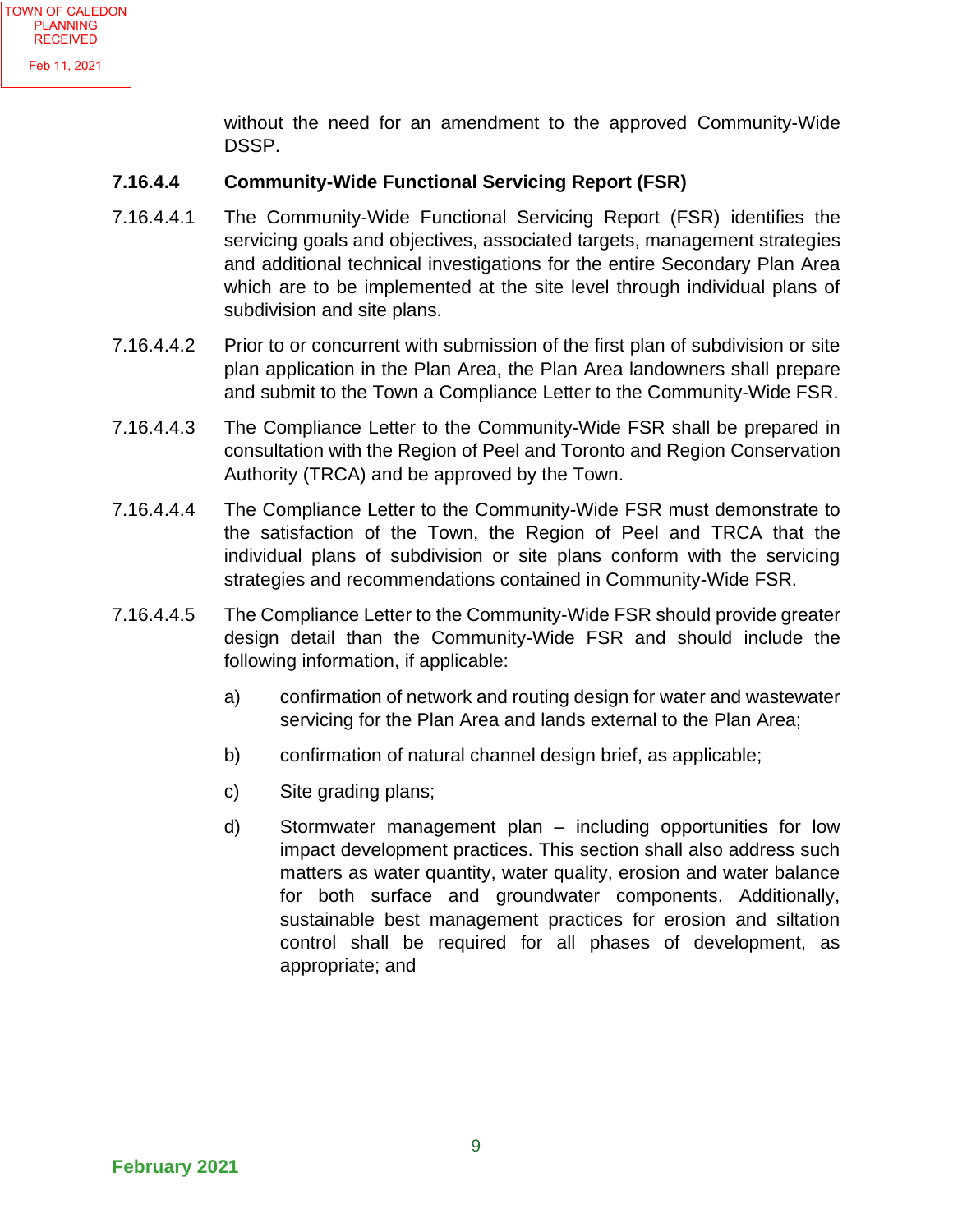without the need for an amendment to the approved Community-Wide DSSP.

### 7.16.4.4 Community-Wide Functional Servicing Report (FSR)

7.16.4.4.1 The Community-Wide Functional Servicing Report (FSR) identifies the servicing goals and objectives, associated targets, management strategies and additional technical investigations for the entire Secondary Plan Area which are to be implemented at the site level through individual plans of subdivision and site plans.

7.16.4.4.2 Prior to or concurrent with submission of the first plan of subdivision or site plan application in the Plan Area, the Plan Area landowners shall prepare and submit to the Town a Compliance Letter to the Community-Wide FSR.

7.16.4.4.3 The Compliance Letter to the Community-Wide FSR shall be prepared in consultation with the Region of Peel and Toronto and Region Conservation Authority (TRCA) and be approved by the Town.

7.16.4.4.4 The Compliance Letter to the Community-Wide FSR must demonstrate to the satisfaction of the Town, the Region of Peel and TRCA that the individual plans of subdivision or site plans conform with the servicing strategies and recommendations contained in Community-Wide FSR.

7.16.4.4.5 The Compliance Letter to the Community-Wide FSR should provide greater design detail than the Community-Wide FSR and should include the following information, if applicable:

a) confirmation of network and routing design for water and wastewater servicing for the Plan Area and lands external to the Plan Area;

b) confirmation of natural channel design brief, as applicable;

c) Site grading plans;

d) Stormwater management plan – including opportunities for low impact development practices. This section shall also address such matters as water quantity, water quality, erosion and water balance for both surface and groundwater components. Additionally, sustainable best management practices for erosion and siltation control shall be required for all phases of development, as appropriate; and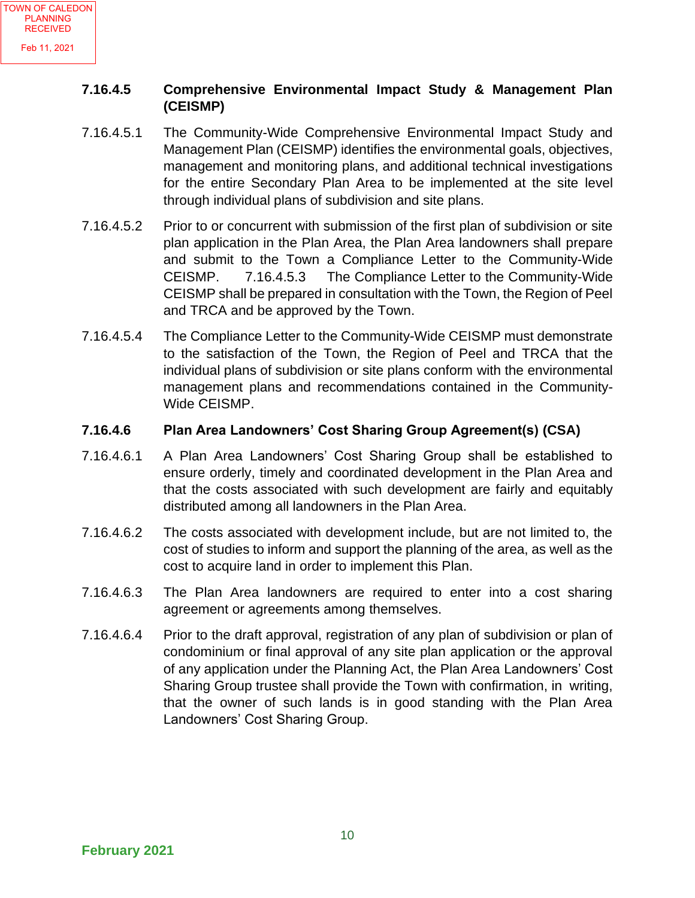**7.16.4.5 Comprehensive Environmental Impact Study & Management Plan (CEISMP)**

7.16.4.5.1 The Community-Wide Comprehensive Environmental Impact Study and Management Plan (CEISMP) identifies the environmental goals, objectives, management and monitoring plans, and additional technical investigations for the entire Secondary Plan Area to be implemented at the site level through individual plans of subdivision and site plans.

7.16.4.5.2 Prior to or concurrent with submission of the first plan of subdivision or site plan application in the Plan Area, the Plan Area landowners shall prepare and submit to the Town a Compliance Letter to the Community-Wide CEISMP. 7.16.4.5.3 The Compliance Letter to the Community-Wide CEISMP shall be prepared in consultation with the Town, the Region of Peel and TRCA and be approved by the Town.

7.16.4.5.4 The Compliance Letter to the Community-Wide CEISMP must demonstrate to the satisfaction of the Town, the Region of Peel and TRCA that the individual plans of subdivision or site plans conform with the environmental management plans and recommendations contained in the Community-Wide CEISMP.

**7.16.4.6 Plan Area Landowners' Cost Sharing Group Agreement(s) (CSA)**

7.16.4.6.1 A Plan Area Landowners' Cost Sharing Group shall be established to ensure orderly, timely and coordinated development in the Plan Area and that the costs associated with such development are fairly and equitably distributed among all landowners in the Plan Area.

7.16.4.6.2 The costs associated with development include, but are not limited to, the cost of studies to inform and support the planning of the area, as well as the cost to acquire land in order to implement this Plan.

7.16.4.6.3 The Plan Area landowners are required to enter into a cost sharing agreement or agreements among themselves.

7.16.4.6.4 Prior to the draft approval, registration of any plan of subdivision or plan of condominium or final approval of any site plan application or the approval of any application under the Planning Act, the Plan Area Landowners' Cost Sharing Group trustee shall provide the Town with confirmation, in writing, that the owner of such lands is in good standing with the Plan Area Landowners' Cost Sharing Group.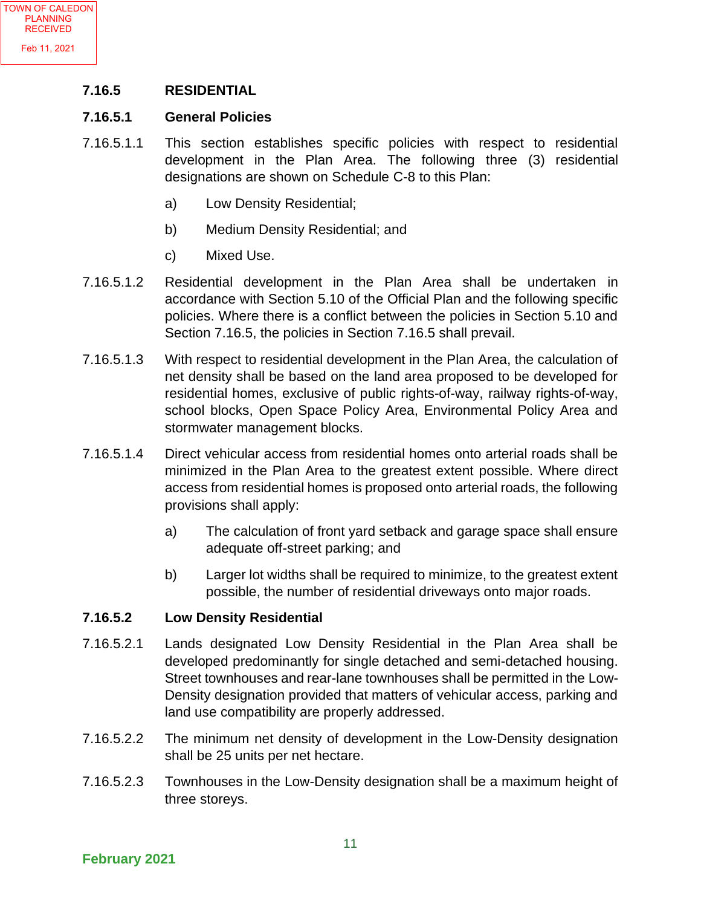### 7.16.5 RESIDENTIAL

#### 7.16.5.1 General Policies

7.16.5.1.1 This section establishes specific policies with respect to residential development in the Plan Area. The following three (3) residential designations are shown on Schedule C-8 to this Plan:

a) Low Density Residential;

b) Medium Density Residential; and

c) Mixed Use.

7.16.5.1.2 Residential development in the Plan Area shall be undertaken in accordance with Section 5.10 of the Official Plan and the following specific policies. Where there is a conflict between the policies in Section 5.10 and Section 7.16.5, the policies in Section 7.16.5 shall prevail.

7.16.5.1.3 With respect to residential development in the Plan Area, the calculation of net density shall be based on the land area proposed to be developed for residential homes, exclusive of public rights-of-way, railway rights-of-way, school blocks, Open Space Policy Area, Environmental Policy Area and stormwater management blocks.

7.16.5.1.4 Direct vehicular access from residential homes onto arterial roads shall be minimized in the Plan Area to the greatest extent possible. Where direct access from residential homes is proposed onto arterial roads, the following provisions shall apply:

a) The calculation of front yard setback and garage space shall ensure adequate off-street parking; and

b) Larger lot widths shall be required to minimize, to the greatest extent possible, the number of residential driveways onto major roads.

#### 7.16.5.2 Low Density Residential

7.16.5.2.1 Lands designated Low Density Residential in the Plan Area shall be developed predominantly for single detached and semi-detached housing. Street townhouses and rear-lane townhouses shall be permitted in the Low-Density designation provided that matters of vehicular access, parking and land use compatibility are properly addressed.

7.16.5.2.2 The minimum net density of development in the Low-Density designation shall be 25 units per net hectare.

7.16.5.2.3 Townhouses in the Low-Density designation shall be a maximum height of three storeys.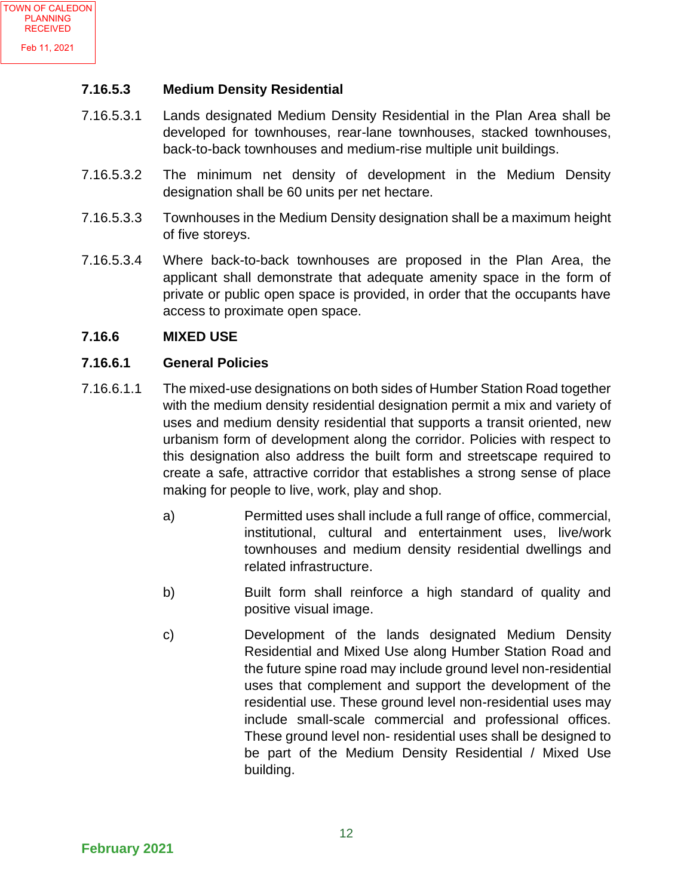### 7.16.5.3 Medium Density Residential

7.16.5.3.1 Lands designated Medium Density Residential in the Plan Area shall be developed for townhouses, rear-lane townhouses, stacked townhouses, back-to-back townhouses and medium-rise multiple unit buildings.

7.16.5.3.2 The minimum net density of development in the Medium Density designation shall be 60 units per net hectare.

7.16.5.3.3 Townhouses in the Medium Density designation shall be a maximum height of five storeys.

7.16.5.3.4 Where back-to-back townhouses are proposed in the Plan Area, the applicant shall demonstrate that adequate amenity space in the form of private or public open space is provided, in order that the occupants have access to proximate open space.

## 7.16.6 MIXED USE

### 7.16.6.1 General Policies

7.16.6.1.1 The mixed-use designations on both sides of Humber Station Road together with the medium density residential designation permit a mix and variety of uses and medium density residential that supports a transit oriented, new urbanism form of development along the corridor. Policies with respect to this designation also address the built form and streetscape required to create a safe, attractive corridor that establishes a strong sense of place making for people to live, work, play and shop.

a) Permitted uses shall include a full range of office, commercial, institutional, cultural and entertainment uses, live/work townhouses and medium density residential dwellings and related infrastructure.

b) Built form shall reinforce a high standard of quality and positive visual image.

c) Development of the lands designated Medium Density Residential and Mixed Use along Humber Station Road and the future spine road may include ground level non-residential uses that complement and support the development of the residential use. These ground level non-residential uses may include small-scale commercial and professional offices. These ground level non- residential uses shall be designed to be part of the Medium Density Residential / Mixed Use building.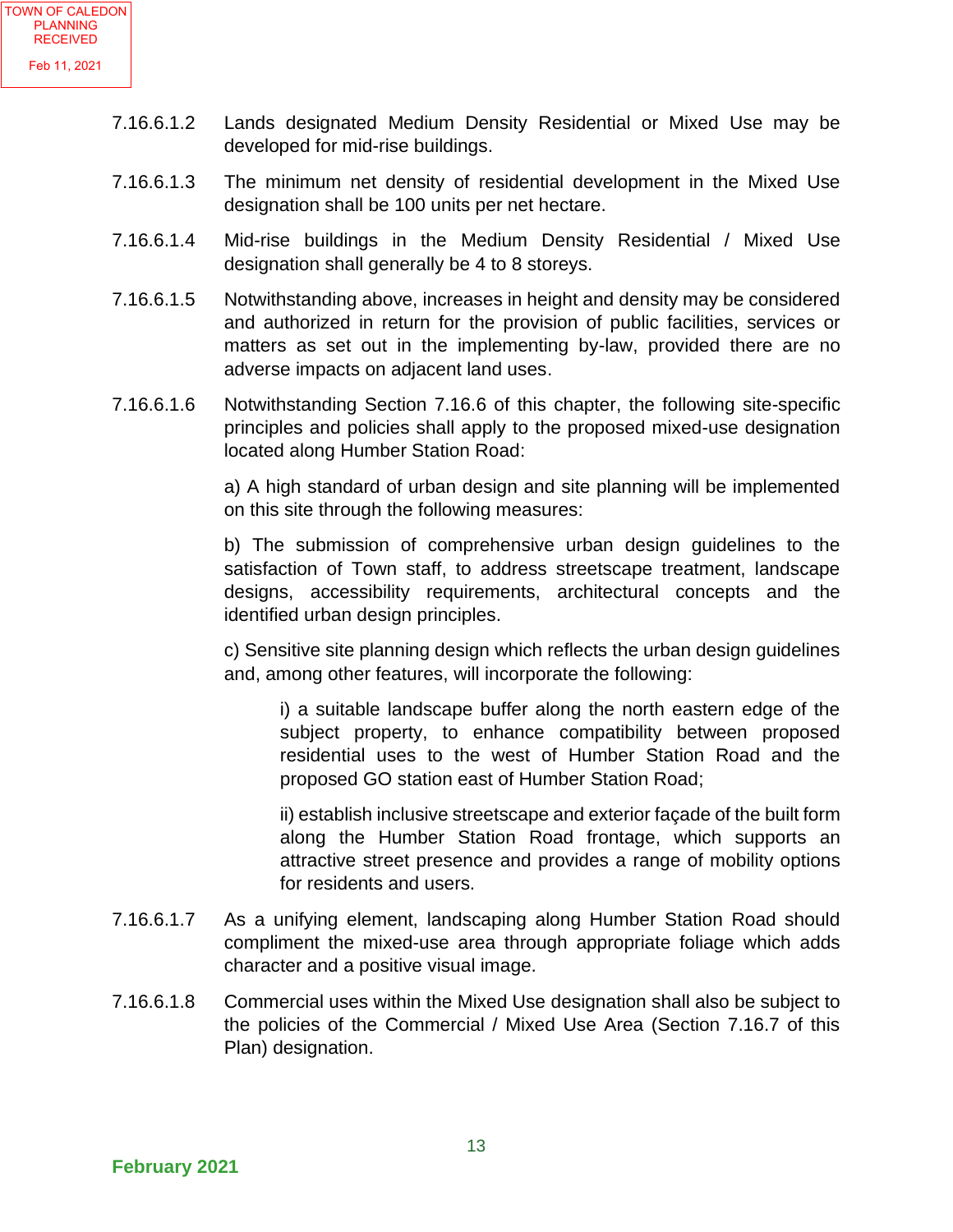7.16.6.1.2 Lands designated Medium Density Residential or Mixed Use may be developed for mid-rise buildings.

7.16.6.1.3 The minimum net density of residential development in the Mixed Use designation shall be 100 units per net hectare.

7.16.6.1.4 Mid-rise buildings in the Medium Density Residential / Mixed Use designation shall generally be 4 to 8 storeys.

7.16.6.1.5 Notwithstanding above, increases in height and density may be considered and authorized in return for the provision of public facilities, services or matters as set out in the implementing by-law, provided there are no adverse impacts on adjacent land uses.

7.16.6.1.6 Notwithstanding Section 7.16.6 of this chapter, the following site-specific principles and policies shall apply to the proposed mixed-use designation located along Humber Station Road:

a) A high standard of urban design and site planning will be implemented on this site through the following measures:

b) The submission of comprehensive urban design guidelines to the satisfaction of Town staff, to address streetscape treatment, landscape designs, accessibility requirements, architectural concepts and the identified urban design principles.

c) Sensitive site planning design which reflects the urban design guidelines and, among other features, will incorporate the following:

i) a suitable landscape buffer along the north eastern edge of the subject property, to enhance compatibility between proposed residential uses to the west of Humber Station Road and the proposed GO station east of Humber Station Road;

ii) establish inclusive streetscape and exterior façade of the built form along the Humber Station Road frontage, which supports an attractive street presence and provides a range of mobility options for residents and users.

7.16.6.1.7 As a unifying element, landscaping along Humber Station Road should compliment the mixed-use area through appropriate foliage which adds character and a positive visual image.

7.16.6.1.8 Commercial uses within the Mixed Use designation shall also be subject to the policies of the Commercial / Mixed Use Area (Section 7.16.7 of this Plan) designation.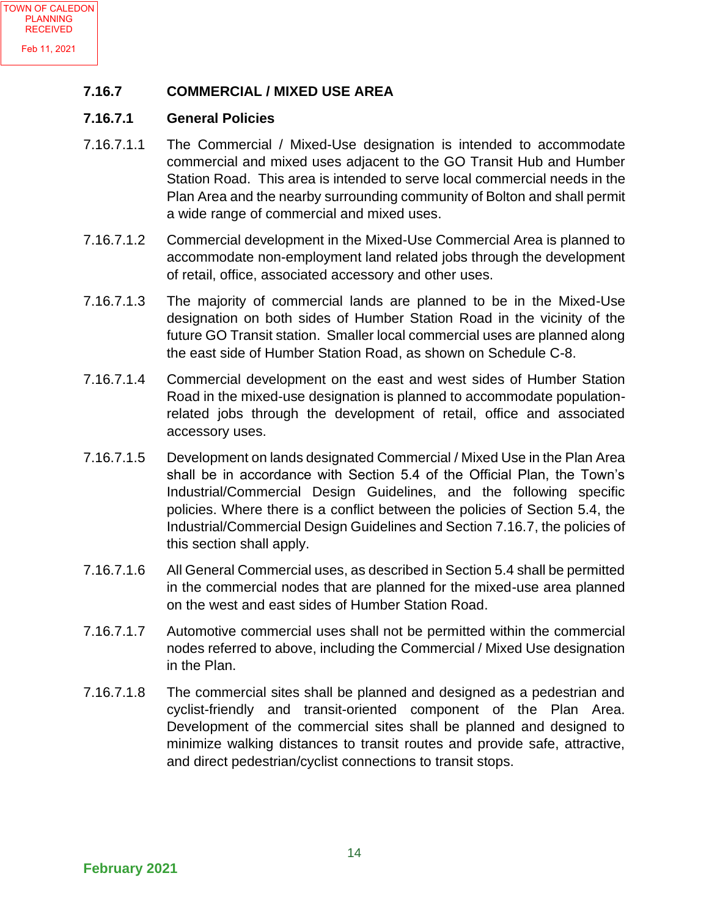### 7.16.7 COMMERCIAL / MIXED USE AREA

#### 7.16.7.1 General Policies

7.16.7.1.1 The Commercial / Mixed-Use designation is intended to accommodate commercial and mixed uses adjacent to the GO Transit Hub and Humber Station Road. This area is intended to serve local commercial needs in the Plan Area and the nearby surrounding community of Bolton and shall permit a wide range of commercial and mixed uses.

7.16.7.1.2 Commercial development in the Mixed-Use Commercial Area is planned to accommodate non-employment land related jobs through the development of retail, office, associated accessory and other uses.

7.16.7.1.3 The majority of commercial lands are planned to be in the Mixed-Use designation on both sides of Humber Station Road in the vicinity of the future GO Transit station. Smaller local commercial uses are planned along the east side of Humber Station Road, as shown on Schedule C-8.

7.16.7.1.4 Commercial development on the east and west sides of Humber Station Road in the mixed-use designation is planned to accommodate population-related jobs through the development of retail, office and associated accessory uses.

7.16.7.1.5 Development on lands designated Commercial / Mixed Use in the Plan Area shall be in accordance with Section 5.4 of the Official Plan, the Town's Industrial/Commercial Design Guidelines, and the following specific policies. Where there is a conflict between the policies of Section 5.4, the Industrial/Commercial Design Guidelines and Section 7.16.7, the policies of this section shall apply.

7.16.7.1.6 All General Commercial uses, as described in Section 5.4 shall be permitted in the commercial nodes that are planned for the mixed-use area planned on the west and east sides of Humber Station Road.

7.16.7.1.7 Automotive commercial uses shall not be permitted within the commercial nodes referred to above, including the Commercial / Mixed Use designation in the Plan.

7.16.7.1.8 The commercial sites shall be planned and designed as a pedestrian and cyclist-friendly and transit-oriented component of the Plan Area. Development of the commercial sites shall be planned and designed to minimize walking distances to transit routes and provide safe, attractive, and direct pedestrian/cyclist connections to transit stops.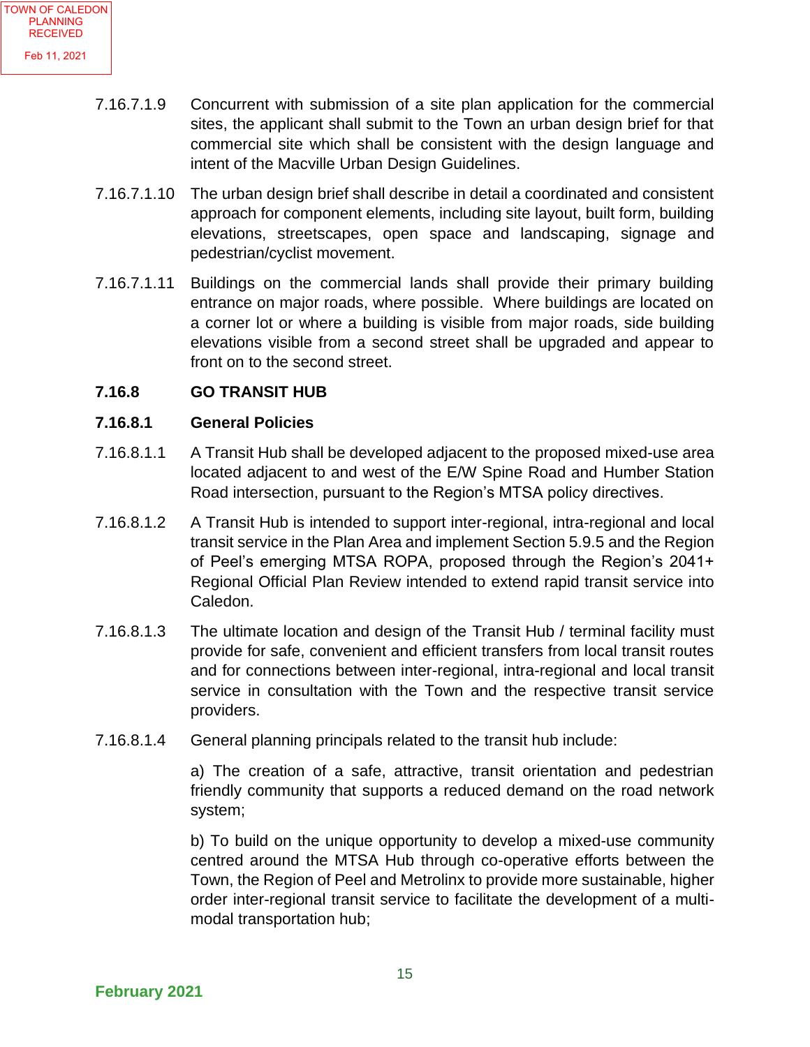7.16.7.1.9 Concurrent with submission of a site plan application for the commercial sites, the applicant shall submit to the Town an urban design brief for that commercial site which shall be consistent with the design language and intent of the Macville Urban Design Guidelines.

7.16.7.1.10 The urban design brief shall describe in detail a coordinated and consistent approach for component elements, including site layout, built form, building elevations, streetscapes, open space and landscaping, signage and pedestrian/cyclist movement.

7.16.7.1.11 Buildings on the commercial lands shall provide their primary building entrance on major roads, where possible. Where buildings are located on a corner lot or where a building is visible from major roads, side building elevations visible from a second street shall be upgraded and appear to front on to the second street.

## 7.16.8 GO TRANSIT HUB

### 7.16.8.1 General Policies

7.16.8.1.1 A Transit Hub shall be developed adjacent to the proposed mixed-use area located adjacent to and west of the E/W Spine Road and Humber Station Road intersection, pursuant to the Region's MTSA policy directives.

7.16.8.1.2 A Transit Hub is intended to support inter-regional, intra-regional and local transit service in the Plan Area and implement Section 5.9.5 and the Region of Peel's emerging MTSA ROPA, proposed through the Region's 2041+ Regional Official Plan Review intended to extend rapid transit service into Caledon.

7.16.8.1.3 The ultimate location and design of the Transit Hub / terminal facility must provide for safe, convenient and efficient transfers from local transit routes and for connections between inter-regional, intra-regional and local transit service in consultation with the Town and the respective transit service providers.

7.16.8.1.4 General planning principals related to the transit hub include:

a) The creation of a safe, attractive, transit orientation and pedestrian friendly community that supports a reduced demand on the road network system;

b) To build on the unique opportunity to develop a mixed-use community centred around the MTSA Hub through co-operative efforts between the Town, the Region of Peel and Metrolinx to provide more sustainable, higher order inter-regional transit service to facilitate the development of a multi-modal transportation hub;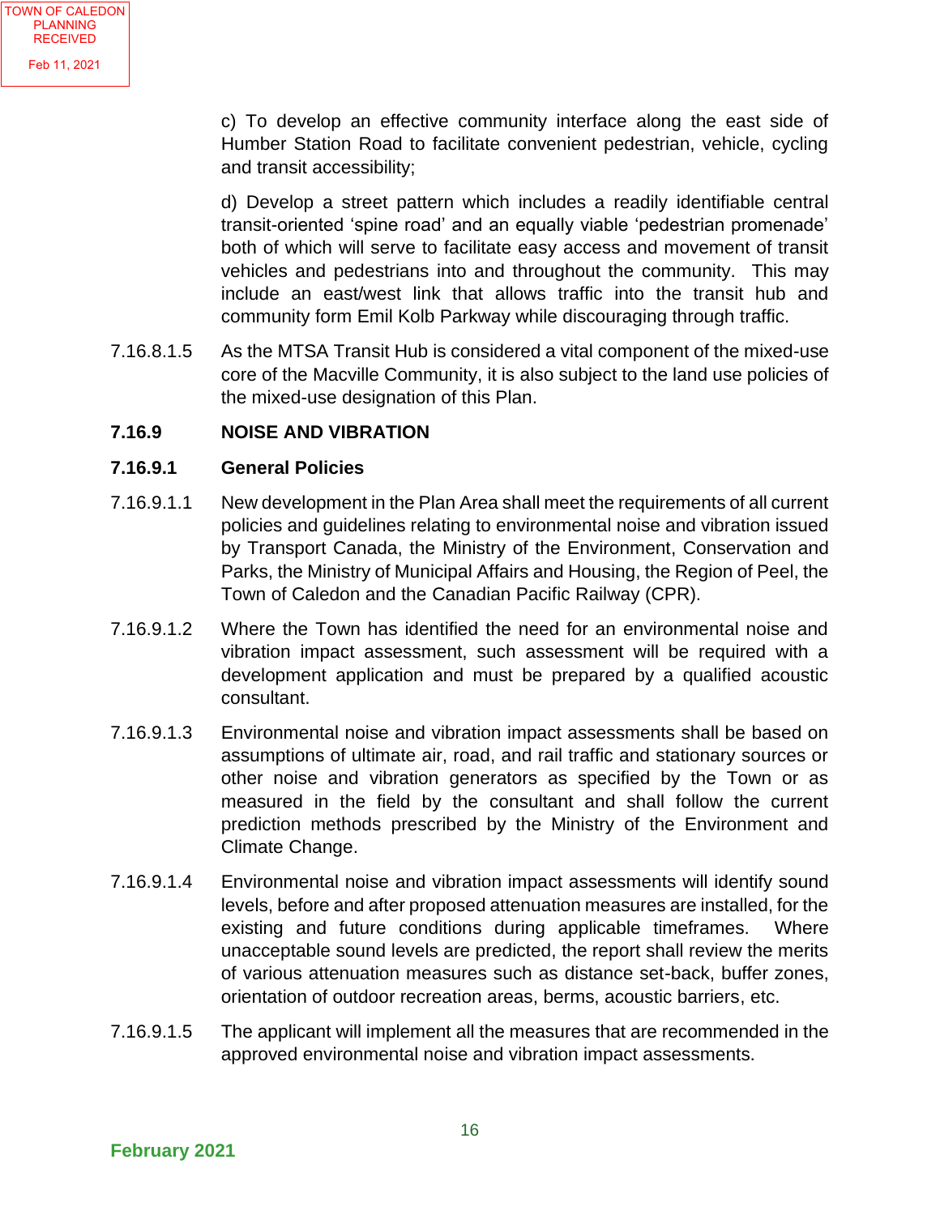c) To develop an effective community interface along the east side of Humber Station Road to facilitate convenient pedestrian, vehicle, cycling and transit accessibility;

d) Develop a street pattern which includes a readily identifiable central transit-oriented 'spine road' and an equally viable 'pedestrian promenade' both of which will serve to facilitate easy access and movement of transit vehicles and pedestrians into and throughout the community. This may include an east/west link that allows traffic into the transit hub and community form Emil Kolb Parkway while discouraging through traffic.

7.16.8.1.5 As the MTSA Transit Hub is considered a vital component of the mixed-use core of the Macville Community, it is also subject to the land use policies of the mixed-use designation of this Plan.

## 7.16.9 NOISE AND VIBRATION

### 7.16.9.1 General Policies

7.16.9.1.1 New development in the Plan Area shall meet the requirements of all current policies and guidelines relating to environmental noise and vibration issued by Transport Canada, the Ministry of the Environment, Conservation and Parks, the Ministry of Municipal Affairs and Housing, the Region of Peel, the Town of Caledon and the Canadian Pacific Railway (CPR).

7.16.9.1.2 Where the Town has identified the need for an environmental noise and vibration impact assessment, such assessment will be required with a development application and must be prepared by a qualified acoustic consultant.

7.16.9.1.3 Environmental noise and vibration impact assessments shall be based on assumptions of ultimate air, road, and rail traffic and stationary sources or other noise and vibration generators as specified by the Town or as measured in the field by the consultant and shall follow the current prediction methods prescribed by the Ministry of the Environment and Climate Change.

7.16.9.1.4 Environmental noise and vibration impact assessments will identify sound levels, before and after proposed attenuation measures are installed, for the existing and future conditions during applicable timeframes. Where unacceptable sound levels are predicted, the report shall review the merits of various attenuation measures such as distance set-back, buffer zones, orientation of outdoor recreation areas, berms, acoustic barriers, etc.

7.16.9.1.5 The applicant will implement all the measures that are recommended in the approved environmental noise and vibration impact assessments.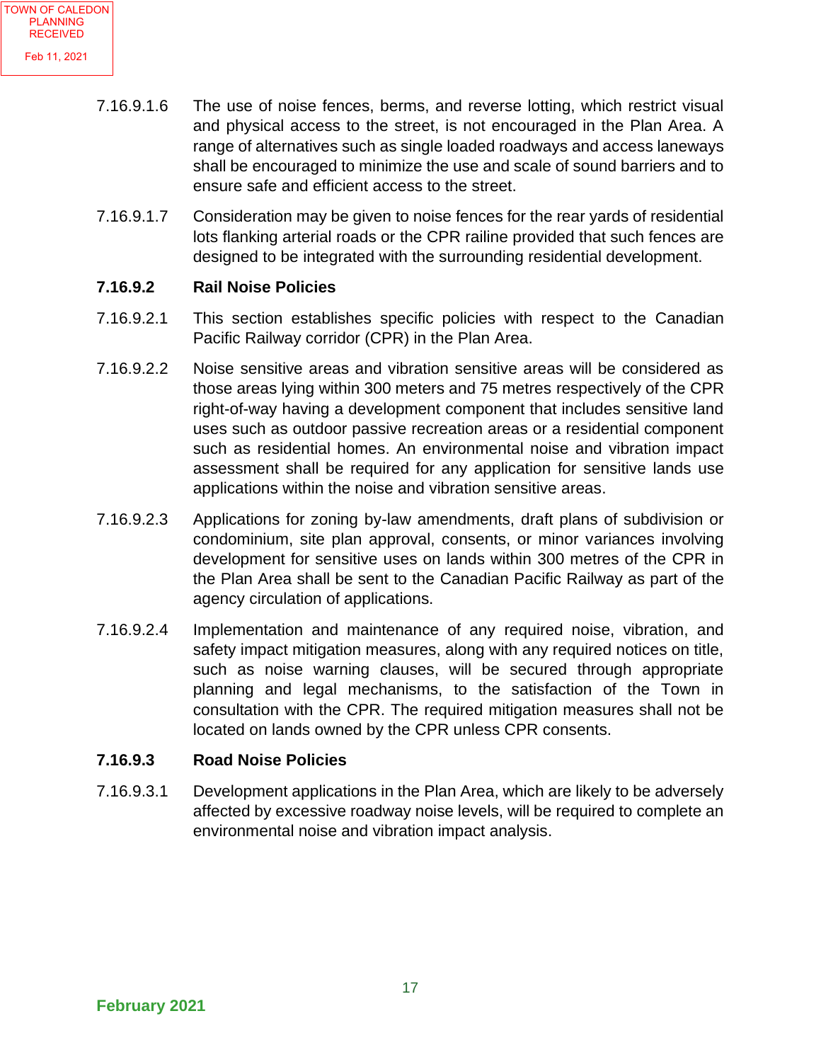7.16.9.1.6 The use of noise fences, berms, and reverse lotting, which restrict visual and physical access to the street, is not encouraged in the Plan Area. A range of alternatives such as single loaded roadways and access laneways shall be encouraged to minimize the use and scale of sound barriers and to ensure safe and efficient access to the street.

7.16.9.1.7 Consideration may be given to noise fences for the rear yards of residential lots flanking arterial roads or the CPR railine provided that such fences are designed to be integrated with the surrounding residential development.

**7.16.9.2 Rail Noise Policies**

7.16.9.2.1 This section establishes specific policies with respect to the Canadian Pacific Railway corridor (CPR) in the Plan Area.

7.16.9.2.2 Noise sensitive areas and vibration sensitive areas will be considered as those areas lying within 300 meters and 75 metres respectively of the CPR right-of-way having a development component that includes sensitive land uses such as outdoor passive recreation areas or a residential component such as residential homes. An environmental noise and vibration impact assessment shall be required for any application for sensitive lands use applications within the noise and vibration sensitive areas.

7.16.9.2.3 Applications for zoning by-law amendments, draft plans of subdivision or condominium, site plan approval, consents, or minor variances involving development for sensitive uses on lands within 300 metres of the CPR in the Plan Area shall be sent to the Canadian Pacific Railway as part of the agency circulation of applications.

7.16.9.2.4 Implementation and maintenance of any required noise, vibration, and safety impact mitigation measures, along with any required notices on title, such as noise warning clauses, will be secured through appropriate planning and legal mechanisms, to the satisfaction of the Town in consultation with the CPR. The required mitigation measures shall not be located on lands owned by the CPR unless CPR consents.

**7.16.9.3 Road Noise Policies**

7.16.9.3.1 Development applications in the Plan Area, which are likely to be adversely affected by excessive roadway noise levels, will be required to complete an environmental noise and vibration impact analysis.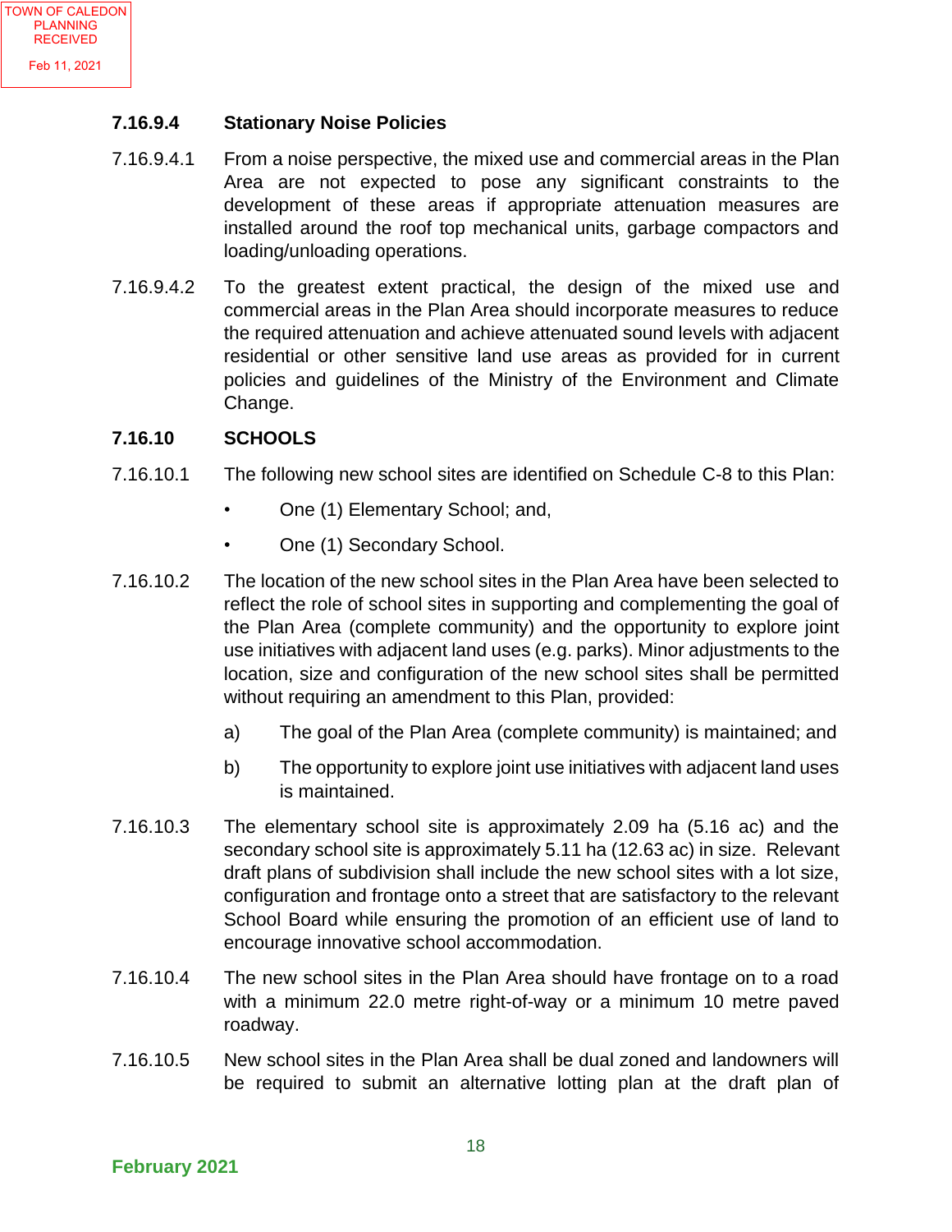#### 7.16.9.4 Stationary Noise Policies

7.16.9.4.1 From a noise perspective, the mixed use and commercial areas in the Plan Area are not expected to pose any significant constraints to the development of these areas if appropriate attenuation measures are installed around the roof top mechanical units, garbage compactors and loading/unloading operations.

7.16.9.4.2 To the greatest extent practical, the design of the mixed use and commercial areas in the Plan Area should incorporate measures to reduce the required attenuation and achieve attenuated sound levels with adjacent residential or other sensitive land use areas as provided for in current policies and guidelines of the Ministry of the Environment and Climate Change.

### 7.16.10 SCHOOLS

7.16.10.1 The following new school sites are identified on Schedule C-8 to this Plan:

- One (1) Elementary School; and,
- One (1) Secondary School.

7.16.10.2 The location of the new school sites in the Plan Area have been selected to reflect the role of school sites in supporting and complementing the goal of the Plan Area (complete community) and the opportunity to explore joint use initiatives with adjacent land uses (e.g. parks). Minor adjustments to the location, size and configuration of the new school sites shall be permitted without requiring an amendment to this Plan, provided:

a) The goal of the Plan Area (complete community) is maintained; and

b) The opportunity to explore joint use initiatives with adjacent land uses is maintained.

7.16.10.3 The elementary school site is approximately 2.09 ha (5.16 ac) and the secondary school site is approximately 5.11 ha (12.63 ac) in size. Relevant draft plans of subdivision shall include the new school sites with a lot size, configuration and frontage onto a street that are satisfactory to the relevant School Board while ensuring the promotion of an efficient use of land to encourage innovative school accommodation.

7.16.10.4 The new school sites in the Plan Area should have frontage on to a road with a minimum 22.0 metre right-of-way or a minimum 10 metre paved roadway.

7.16.10.5 New school sites in the Plan Area shall be dual zoned and landowners will be required to submit an alternative lotting plan at the draft plan of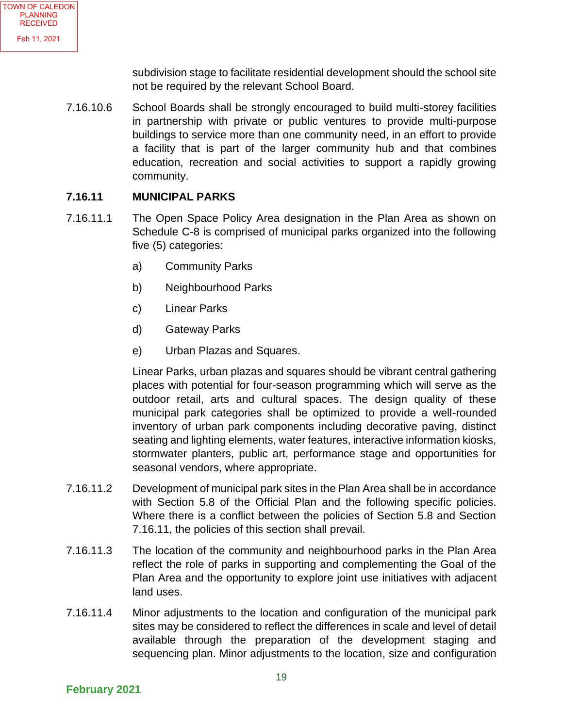subdivision stage to facilitate residential development should the school site not be required by the relevant School Board.

7.16.10.6 School Boards shall be strongly encouraged to build multi-storey facilities in partnership with private or public ventures to provide multi-purpose buildings to service more than one community need, in an effort to provide a facility that is part of the larger community hub and that combines education, recreation and social activities to support a rapidly growing community.

### 7.16.11 MUNICIPAL PARKS

7.16.11.1 The Open Space Policy Area designation in the Plan Area as shown on Schedule C-8 is comprised of municipal parks organized into the following five (5) categories:

a) Community Parks

b) Neighbourhood Parks

c) Linear Parks

d) Gateway Parks

e) Urban Plazas and Squares.

Linear Parks, urban plazas and squares should be vibrant central gathering places with potential for four-season programming which will serve as the outdoor retail, arts and cultural spaces. The design quality of these municipal park categories shall be optimized to provide a well-rounded inventory of urban park components including decorative paving, distinct seating and lighting elements, water features, interactive information kiosks, stormwater planters, public art, performance stage and opportunities for seasonal vendors, where appropriate.

7.16.11.2 Development of municipal park sites in the Plan Area shall be in accordance with Section 5.8 of the Official Plan and the following specific policies. Where there is a conflict between the policies of Section 5.8 and Section 7.16.11, the policies of this section shall prevail.

7.16.11.3 The location of the community and neighbourhood parks in the Plan Area reflect the role of parks in supporting and complementing the Goal of the Plan Area and the opportunity to explore joint use initiatives with adjacent land uses.

7.16.11.4 Minor adjustments to the location and configuration of the municipal park sites may be considered to reflect the differences in scale and level of detail available through the preparation of the development staging and sequencing plan. Minor adjustments to the location, size and configuration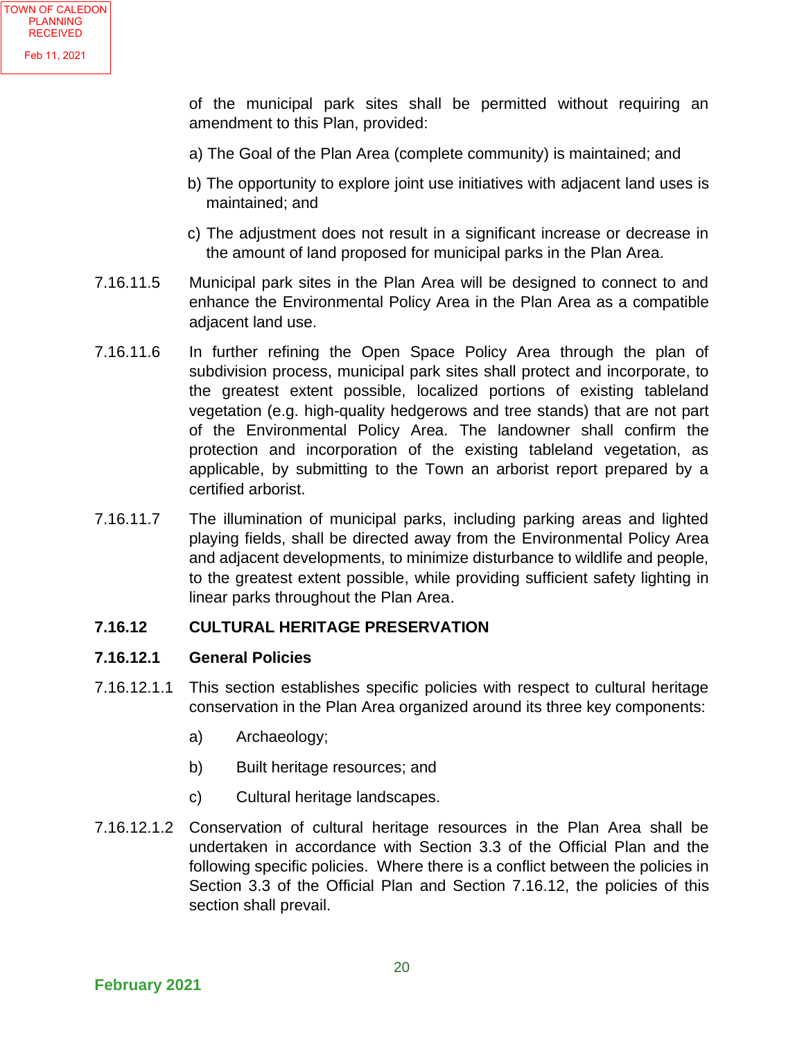of the municipal park sites shall be permitted without requiring an amendment to this Plan, provided:

a) The Goal of the Plan Area (complete community) is maintained; and

b) The opportunity to explore joint use initiatives with adjacent land uses is maintained; and

c) The adjustment does not result in a significant increase or decrease in the amount of land proposed for municipal parks in the Plan Area.

7.16.11.5 Municipal park sites in the Plan Area will be designed to connect to and enhance the Environmental Policy Area in the Plan Area as a compatible adjacent land use.

7.16.11.6 In further refining the Open Space Policy Area through the plan of subdivision process, municipal park sites shall protect and incorporate, to the greatest extent possible, localized portions of existing tableland vegetation (e.g. high-quality hedgerows and tree stands) that are not part of the Environmental Policy Area. The landowner shall confirm the protection and incorporation of the existing tableland vegetation, as applicable, by submitting to the Town an arborist report prepared by a certified arborist.

7.16.11.7 The illumination of municipal parks, including parking areas and lighted playing fields, shall be directed away from the Environmental Policy Area and adjacent developments, to minimize disturbance to wildlife and people, to the greatest extent possible, while providing sufficient safety lighting in linear parks throughout the Plan Area.

## 7.16.12 CULTURAL HERITAGE PRESERVATION

### 7.16.12.1 General Policies

7.16.12.1.1 This section establishes specific policies with respect to cultural heritage conservation in the Plan Area organized around its three key components:

a) Archaeology;

b) Built heritage resources; and

c) Cultural heritage landscapes.

7.16.12.1.2 Conservation of cultural heritage resources in the Plan Area shall be undertaken in accordance with Section 3.3 of the Official Plan and the following specific policies. Where there is a conflict between the policies in Section 3.3 of the Official Plan and Section 7.16.12, the policies of this section shall prevail.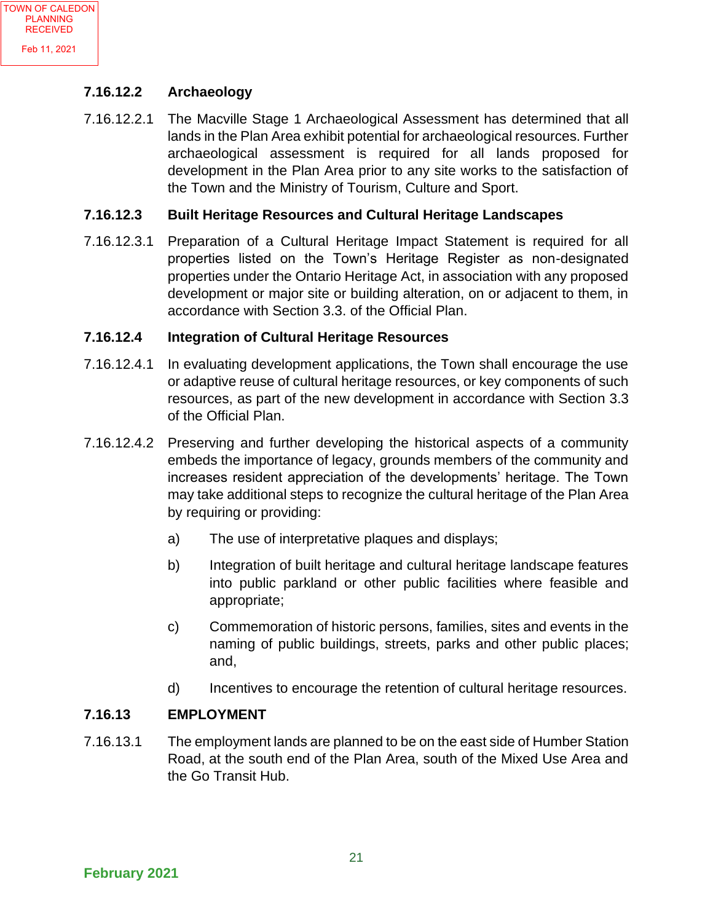### 7.16.12.2 Archaeology

7.16.12.2.1 The Macville Stage 1 Archaeological Assessment has determined that all lands in the Plan Area exhibit potential for archaeological resources. Further archaeological assessment is required for all lands proposed for development in the Plan Area prior to any site works to the satisfaction of the Town and the Ministry of Tourism, Culture and Sport.

### 7.16.12.3 Built Heritage Resources and Cultural Heritage Landscapes

7.16.12.3.1 Preparation of a Cultural Heritage Impact Statement is required for all properties listed on the Town's Heritage Register as non-designated properties under the Ontario Heritage Act, in association with any proposed development or major site or building alteration, on or adjacent to them, in accordance with Section 3.3. of the Official Plan.

### 7.16.12.4 Integration of Cultural Heritage Resources

7.16.12.4.1 In evaluating development applications, the Town shall encourage the use or adaptive reuse of cultural heritage resources, or key components of such resources, as part of the new development in accordance with Section 3.3 of the Official Plan.

7.16.12.4.2 Preserving and further developing the historical aspects of a community embeds the importance of legacy, grounds members of the community and increases resident appreciation of the developments' heritage. The Town may take additional steps to recognize the cultural heritage of the Plan Area by requiring or providing:

a) The use of interpretative plaques and displays;

b) Integration of built heritage and cultural heritage landscape features into public parkland or other public facilities where feasible and appropriate;

c) Commemoration of historic persons, families, sites and events in the naming of public buildings, streets, parks and other public places; and,

d) Incentives to encourage the retention of cultural heritage resources.

### 7.16.13 EMPLOYMENT

7.16.13.1 The employment lands are planned to be on the east side of Humber Station Road, at the south end of the Plan Area, south of the Mixed Use Area and the Go Transit Hub.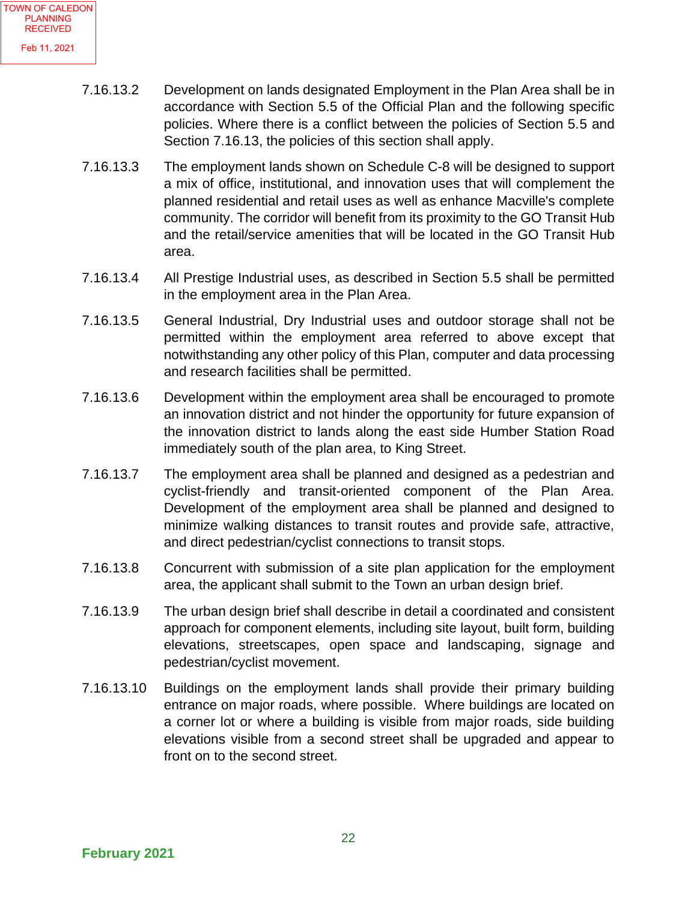7.16.13.2 Development on lands designated Employment in the Plan Area shall be in accordance with Section 5.5 of the Official Plan and the following specific policies. Where there is a conflict between the policies of Section 5.5 and Section 7.16.13, the policies of this section shall apply.

7.16.13.3 The employment lands shown on Schedule C-8 will be designed to support a mix of office, institutional, and innovation uses that will complement the planned residential and retail uses as well as enhance Macville's complete community. The corridor will benefit from its proximity to the GO Transit Hub and the retail/service amenities that will be located in the GO Transit Hub area.

7.16.13.4 All Prestige Industrial uses, as described in Section 5.5 shall be permitted in the employment area in the Plan Area.

7.16.13.5 General Industrial, Dry Industrial uses and outdoor storage shall not be permitted within the employment area referred to above except that notwithstanding any other policy of this Plan, computer and data processing and research facilities shall be permitted.

7.16.13.6 Development within the employment area shall be encouraged to promote an innovation district and not hinder the opportunity for future expansion of the innovation district to lands along the east side Humber Station Road immediately south of the plan area, to King Street.

7.16.13.7 The employment area shall be planned and designed as a pedestrian and cyclist-friendly and transit-oriented component of the Plan Area. Development of the employment area shall be planned and designed to minimize walking distances to transit routes and provide safe, attractive, and direct pedestrian/cyclist connections to transit stops.

7.16.13.8 Concurrent with submission of a site plan application for the employment area, the applicant shall submit to the Town an urban design brief.

7.16.13.9 The urban design brief shall describe in detail a coordinated and consistent approach for component elements, including site layout, built form, building elevations, streetscapes, open space and landscaping, signage and pedestrian/cyclist movement.

7.16.13.10 Buildings on the employment lands shall provide their primary building entrance on major roads, where possible. Where buildings are located on a corner lot or where a building is visible from major roads, side building elevations visible from a second street shall be upgraded and appear to front on to the second street.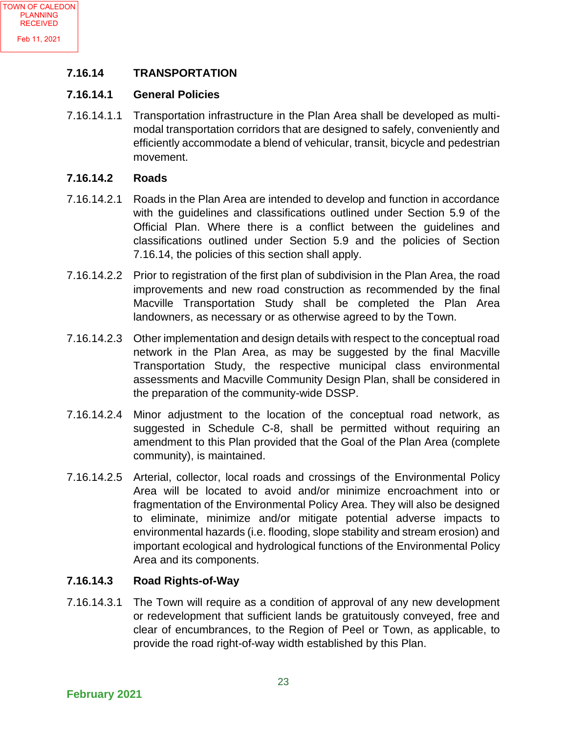### 7.16.14 TRANSPORTATION

#### 7.16.14.1 General Policies

7.16.14.1.1 Transportation infrastructure in the Plan Area shall be developed as multi-modal transportation corridors that are designed to safely, conveniently and efficiently accommodate a blend of vehicular, transit, bicycle and pedestrian movement.

#### 7.16.14.2 Roads

7.16.14.2.1 Roads in the Plan Area are intended to develop and function in accordance with the guidelines and classifications outlined under Section 5.9 of the Official Plan. Where there is a conflict between the guidelines and classifications outlined under Section 5.9 and the policies of Section 7.16.14, the policies of this section shall apply.

7.16.14.2.2 Prior to registration of the first plan of subdivision in the Plan Area, the road improvements and new road construction as recommended by the final Macville Transportation Study shall be completed the Plan Area landowners, as necessary or as otherwise agreed to by the Town.

7.16.14.2.3 Other implementation and design details with respect to the conceptual road network in the Plan Area, as may be suggested by the final Macville Transportation Study, the respective municipal class environmental assessments and Macville Community Design Plan, shall be considered in the preparation of the community-wide DSSP.

7.16.14.2.4 Minor adjustment to the location of the conceptual road network, as suggested in Schedule C-8, shall be permitted without requiring an amendment to this Plan provided that the Goal of the Plan Area (complete community), is maintained.

7.16.14.2.5 Arterial, collector, local roads and crossings of the Environmental Policy Area will be located to avoid and/or minimize encroachment into or fragmentation of the Environmental Policy Area. They will also be designed to eliminate, minimize and/or mitigate potential adverse impacts to environmental hazards (i.e. flooding, slope stability and stream erosion) and important ecological and hydrological functions of the Environmental Policy Area and its components.

#### 7.16.14.3 Road Rights-of-Way

7.16.14.3.1 The Town will require as a condition of approval of any new development or redevelopment that sufficient lands be gratuitously conveyed, free and clear of encumbrances, to the Region of Peel or Town, as applicable, to provide the road right-of-way width established by this Plan.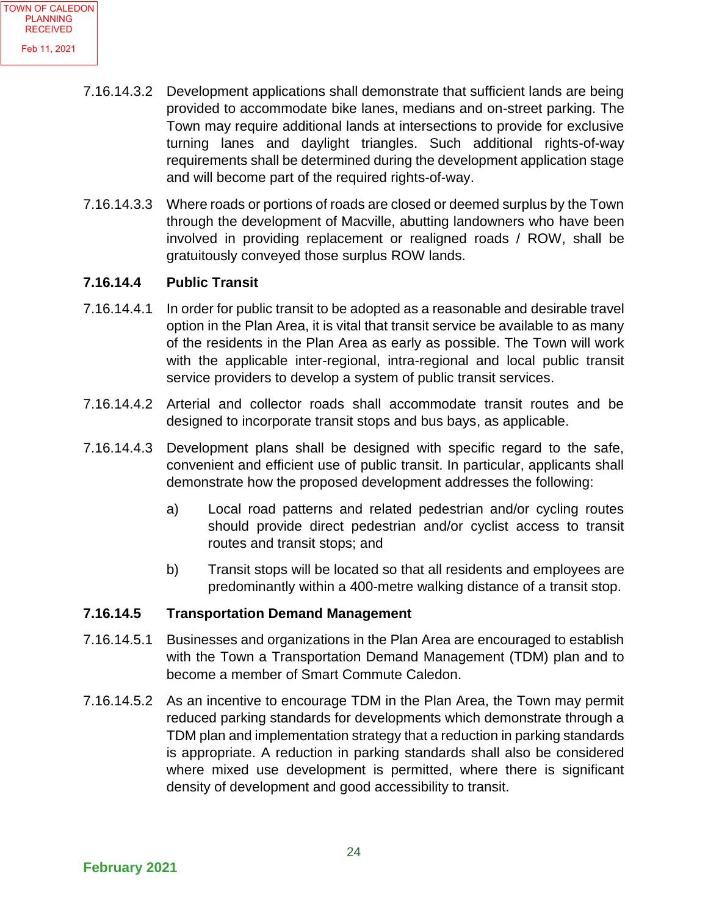7.16.14.3.2 Development applications shall demonstrate that sufficient lands are being provided to accommodate bike lanes, medians and on-street parking. The Town may require additional lands at intersections to provide for exclusive turning lanes and daylight triangles. Such additional rights-of-way requirements shall be determined during the development application stage and will become part of the required rights-of-way.

7.16.14.3.3 Where roads or portions of roads are closed or deemed surplus by the Town through the development of Macville, abutting landowners who have been involved in providing replacement or realigned roads / ROW, shall be gratuitously conveyed those surplus ROW lands.

### 7.16.14.4 Public Transit

7.16.14.4.1 In order for public transit to be adopted as a reasonable and desirable travel option in the Plan Area, it is vital that transit service be available to as many of the residents in the Plan Area as early as possible. The Town will work with the applicable inter-regional, intra-regional and local public transit service providers to develop a system of public transit services.

7.16.14.4.2 Arterial and collector roads shall accommodate transit routes and be designed to incorporate transit stops and bus bays, as applicable.

7.16.14.4.3 Development plans shall be designed with specific regard to the safe, convenient and efficient use of public transit. In particular, applicants shall demonstrate how the proposed development addresses the following:

a) Local road patterns and related pedestrian and/or cycling routes should provide direct pedestrian and/or cyclist access to transit routes and transit stops; and

b) Transit stops will be located so that all residents and employees are predominantly within a 400-metre walking distance of a transit stop.

### 7.16.14.5 Transportation Demand Management

7.16.14.5.1 Businesses and organizations in the Plan Area are encouraged to establish with the Town a Transportation Demand Management (TDM) plan and to become a member of Smart Commute Caledon.

7.16.14.5.2 As an incentive to encourage TDM in the Plan Area, the Town may permit reduced parking standards for developments which demonstrate through a TDM plan and implementation strategy that a reduction in parking standards is appropriate. A reduction in parking standards shall also be considered where mixed use development is permitted, where there is significant density of development and good accessibility to transit.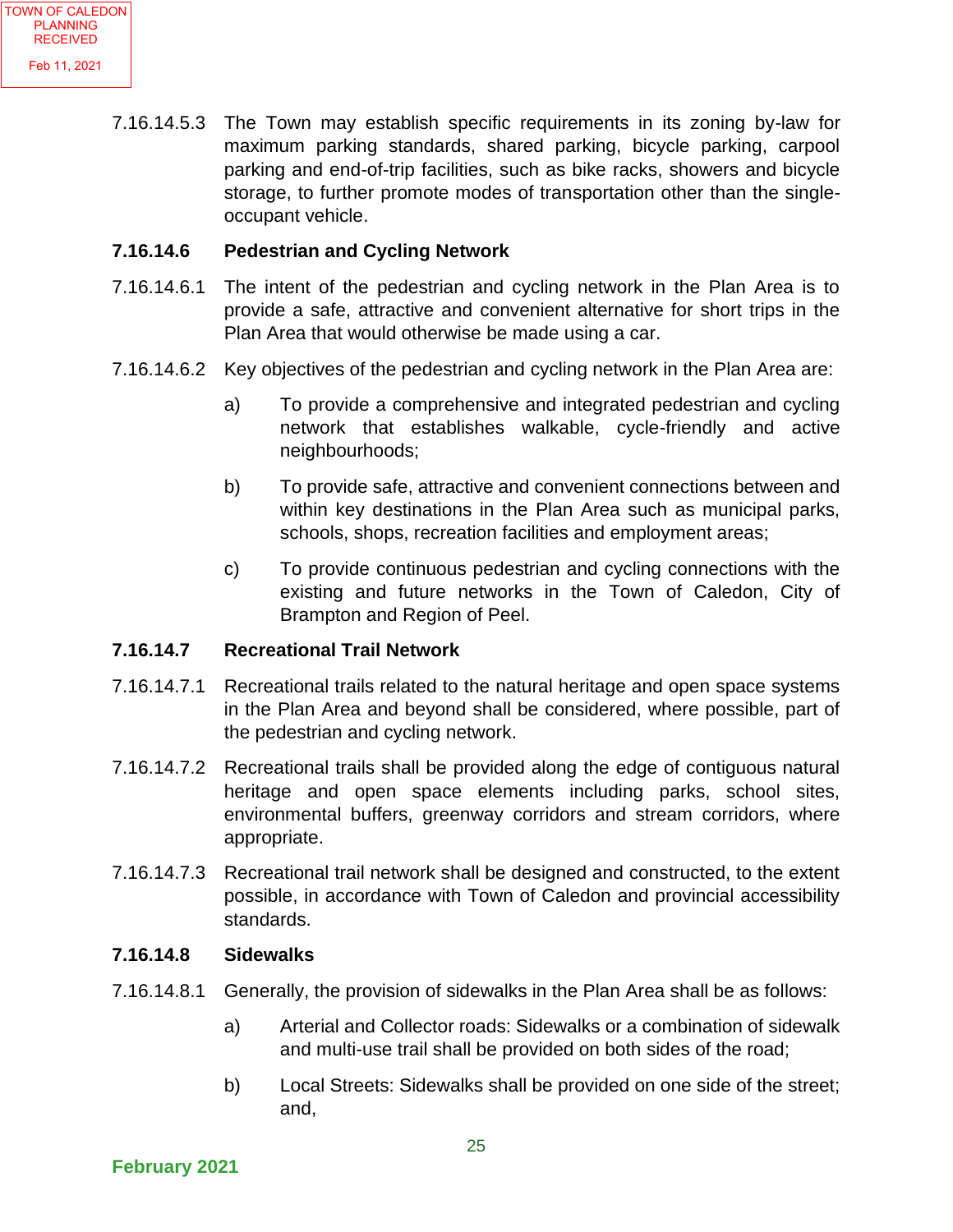TOWN OF CALEDON PLANNING RECEIVED Feb 11, 2021

7.16.14.5.3 The Town may establish specific requirements in its zoning by-law for maximum parking standards, shared parking, bicycle parking, carpool parking and end-of-trip facilities, such as bike racks, showers and bicycle storage, to further promote modes of transportation other than the single-occupant vehicle.

**7.16.14.6 Pedestrian and Cycling Network**

7.16.14.6.1 The intent of the pedestrian and cycling network in the Plan Area is to provide a safe, attractive and convenient alternative for short trips in the Plan Area that would otherwise be made using a car.

7.16.14.6.2 Key objectives of the pedestrian and cycling network in the Plan Area are:

a) To provide a comprehensive and integrated pedestrian and cycling network that establishes walkable, cycle-friendly and active neighbourhoods;

b) To provide safe, attractive and convenient connections between and within key destinations in the Plan Area such as municipal parks, schools, shops, recreation facilities and employment areas;

c) To provide continuous pedestrian and cycling connections with the existing and future networks in the Town of Caledon, City of Brampton and Region of Peel.

**7.16.14.7 Recreational Trail Network**

7.16.14.7.1 Recreational trails related to the natural heritage and open space systems in the Plan Area and beyond shall be considered, where possible, part of the pedestrian and cycling network.

7.16.14.7.2 Recreational trails shall be provided along the edge of contiguous natural heritage and open space elements including parks, school sites, environmental buffers, greenway corridors and stream corridors, where appropriate.

7.16.14.7.3 Recreational trail network shall be designed and constructed, to the extent possible, in accordance with Town of Caledon and provincial accessibility standards.

**7.16.14.8 Sidewalks**

7.16.14.8.1 Generally, the provision of sidewalks in the Plan Area shall be as follows:

a) Arterial and Collector roads: Sidewalks or a combination of sidewalk and multi-use trail shall be provided on both sides of the road;

b) Local Streets: Sidewalks shall be provided on one side of the street; and,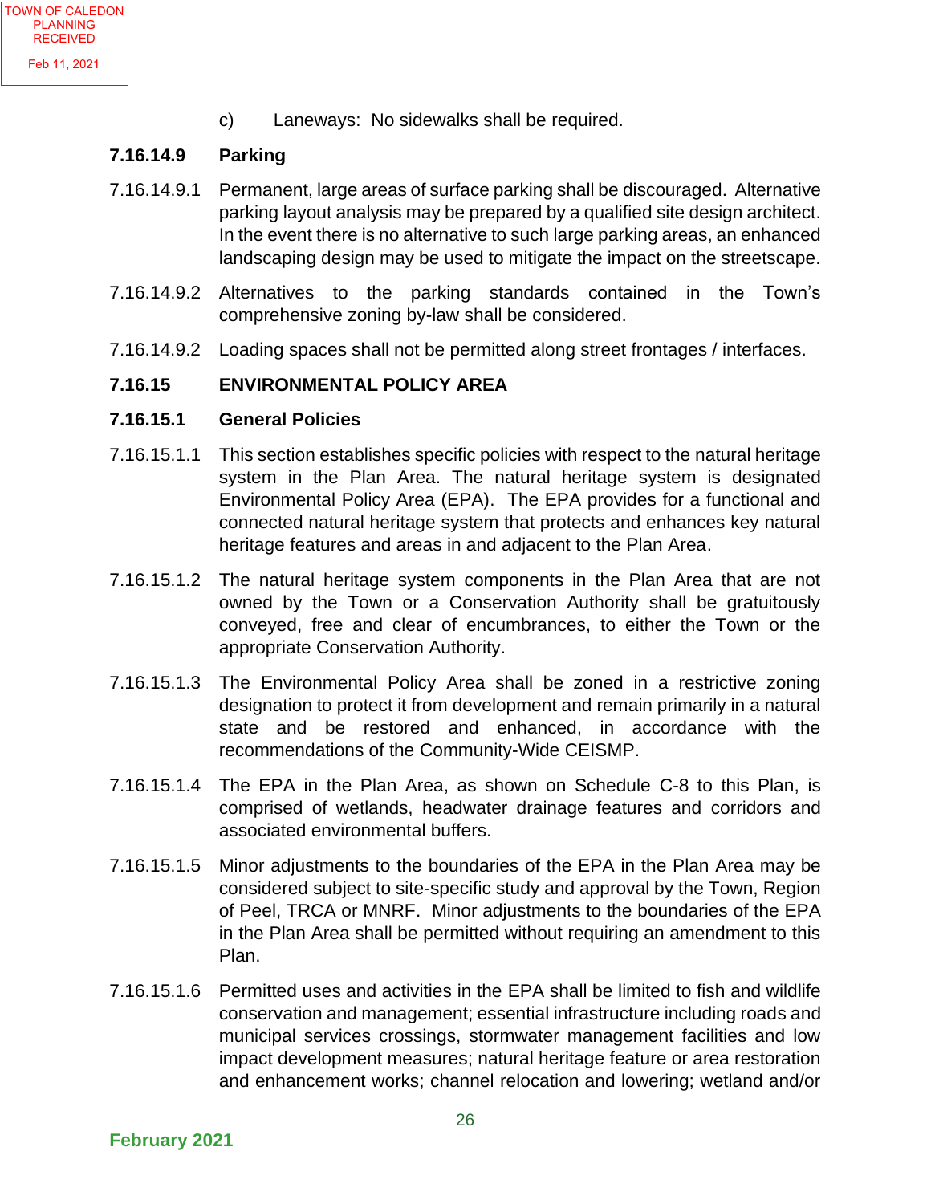c) Laneways: No sidewalks shall be required.

**7.16.14.9 Parking**

7.16.14.9.1 Permanent, large areas of surface parking shall be discouraged. Alternative parking layout analysis may be prepared by a qualified site design architect. In the event there is no alternative to such large parking areas, an enhanced landscaping design may be used to mitigate the impact on the streetscape.

7.16.14.9.2 Alternatives to the parking standards contained in the Town's comprehensive zoning by-law shall be considered.

7.16.14.9.2 Loading spaces shall not be permitted along street frontages / interfaces.

**7.16.15 ENVIRONMENTAL POLICY AREA**

**7.16.15.1 General Policies**

7.16.15.1.1 This section establishes specific policies with respect to the natural heritage system in the Plan Area. The natural heritage system is designated Environmental Policy Area (EPA). The EPA provides for a functional and connected natural heritage system that protects and enhances key natural heritage features and areas in and adjacent to the Plan Area.

7.16.15.1.2 The natural heritage system components in the Plan Area that are not owned by the Town or a Conservation Authority shall be gratuitously conveyed, free and clear of encumbrances, to either the Town or the appropriate Conservation Authority.

7.16.15.1.3 The Environmental Policy Area shall be zoned in a restrictive zoning designation to protect it from development and remain primarily in a natural state and be restored and enhanced, in accordance with the recommendations of the Community-Wide CEISMP.

7.16.15.1.4 The EPA in the Plan Area, as shown on Schedule C-8 to this Plan, is comprised of wetlands, headwater drainage features and corridors and associated environmental buffers.

7.16.15.1.5 Minor adjustments to the boundaries of the EPA in the Plan Area may be considered subject to site-specific study and approval by the Town, Region of Peel, TRCA or MNRF. Minor adjustments to the boundaries of the EPA in the Plan Area shall be permitted without requiring an amendment to this Plan.

7.16.15.1.6 Permitted uses and activities in the EPA shall be limited to fish and wildlife conservation and management; essential infrastructure including roads and municipal services crossings, stormwater management facilities and low impact development measures; natural heritage feature or area restoration and enhancement works; channel relocation and lowering; wetland and/or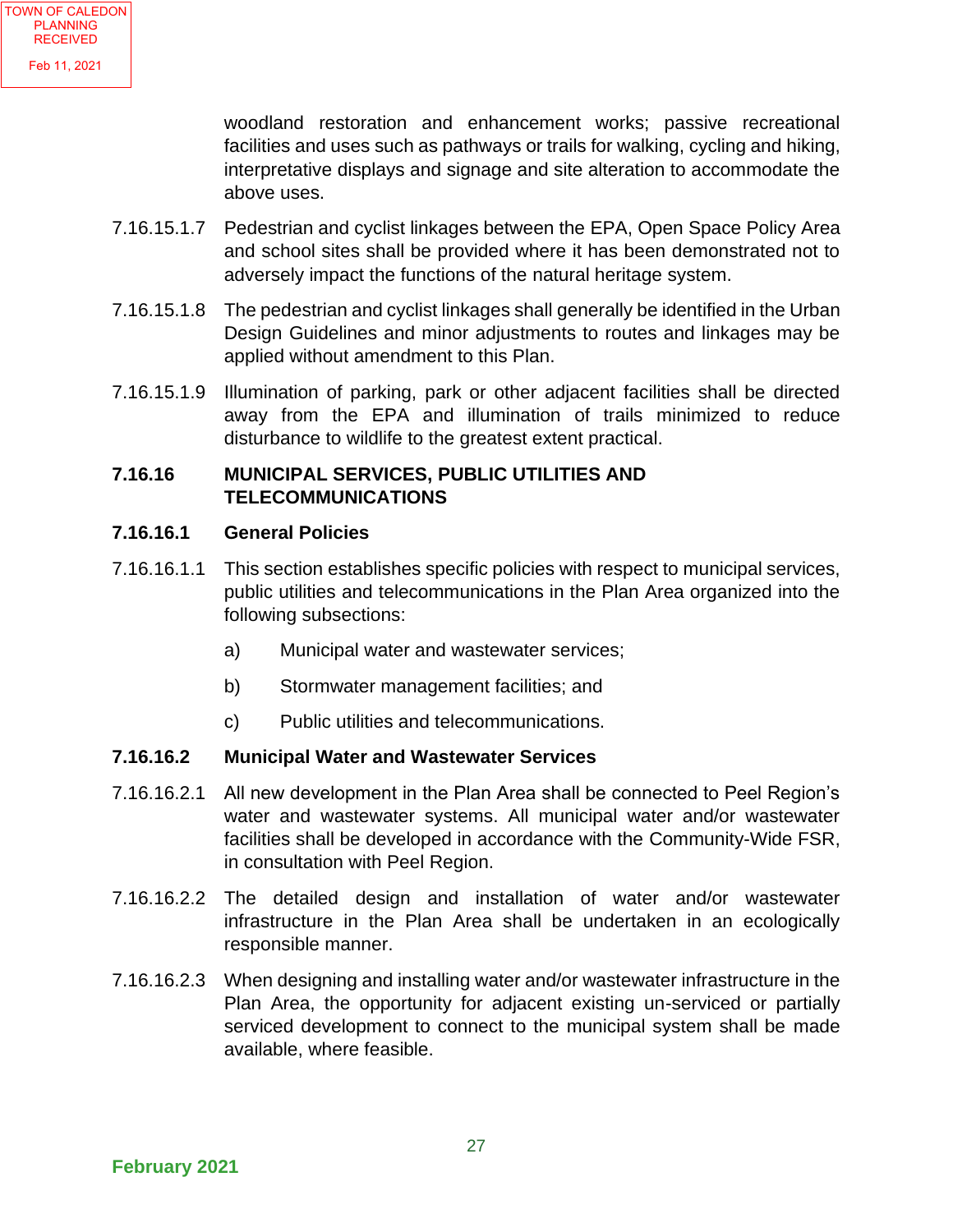woodland restoration and enhancement works; passive recreational facilities and uses such as pathways or trails for walking, cycling and hiking, interpretative displays and signage and site alteration to accommodate the above uses.

7.16.15.1.7 Pedestrian and cyclist linkages between the EPA, Open Space Policy Area and school sites shall be provided where it has been demonstrated not to adversely impact the functions of the natural heritage system.

7.16.15.1.8 The pedestrian and cyclist linkages shall generally be identified in the Urban Design Guidelines and minor adjustments to routes and linkages may be applied without amendment to this Plan.

7.16.15.1.9 Illumination of parking, park or other adjacent facilities shall be directed away from the EPA and illumination of trails minimized to reduce disturbance to wildlife to the greatest extent practical.

**7.16.16 MUNICIPAL SERVICES, PUBLIC UTILITIES AND TELECOMMUNICATIONS**

**7.16.16.1 General Policies**

7.16.16.1.1 This section establishes specific policies with respect to municipal services, public utilities and telecommunications in the Plan Area organized into the following subsections:

a) Municipal water and wastewater services;

b) Stormwater management facilities; and

c) Public utilities and telecommunications.

**7.16.16.2 Municipal Water and Wastewater Services**

7.16.16.2.1 All new development in the Plan Area shall be connected to Peel Region's water and wastewater systems. All municipal water and/or wastewater facilities shall be developed in accordance with the Community-Wide FSR, in consultation with Peel Region.

7.16.16.2.2 The detailed design and installation of water and/or wastewater infrastructure in the Plan Area shall be undertaken in an ecologically responsible manner.

7.16.16.2.3 When designing and installing water and/or wastewater infrastructure in the Plan Area, the opportunity for adjacent existing un-serviced or partially serviced development to connect to the municipal system shall be made available, where feasible.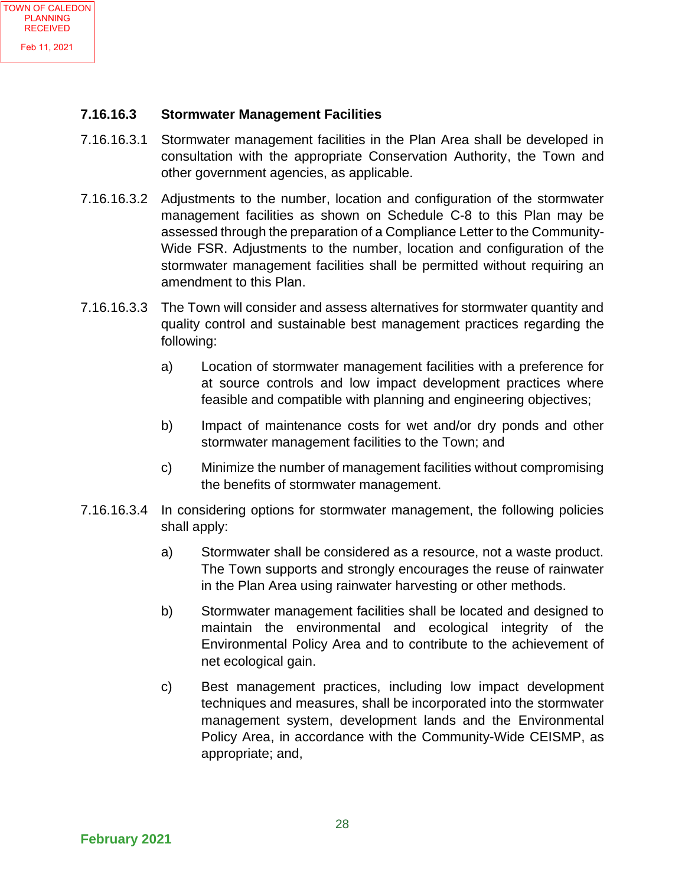### 7.16.16.3 Stormwater Management Facilities

7.16.16.3.1 Stormwater management facilities in the Plan Area shall be developed in consultation with the appropriate Conservation Authority, the Town and other government agencies, as applicable.

7.16.16.3.2 Adjustments to the number, location and configuration of the stormwater management facilities as shown on Schedule C-8 to this Plan may be assessed through the preparation of a Compliance Letter to the Community-Wide FSR. Adjustments to the number, location and configuration of the stormwater management facilities shall be permitted without requiring an amendment to this Plan.

7.16.16.3.3 The Town will consider and assess alternatives for stormwater quantity and quality control and sustainable best management practices regarding the following:

a) Location of stormwater management facilities with a preference for at source controls and low impact development practices where feasible and compatible with planning and engineering objectives;

b) Impact of maintenance costs for wet and/or dry ponds and other stormwater management facilities to the Town; and

c) Minimize the number of management facilities without compromising the benefits of stormwater management.

7.16.16.3.4 In considering options for stormwater management, the following policies shall apply:

a) Stormwater shall be considered as a resource, not a waste product. The Town supports and strongly encourages the reuse of rainwater in the Plan Area using rainwater harvesting or other methods.

b) Stormwater management facilities shall be located and designed to maintain the environmental and ecological integrity of the Environmental Policy Area and to contribute to the achievement of net ecological gain.

c) Best management practices, including low impact development techniques and measures, shall be incorporated into the stormwater management system, development lands and the Environmental Policy Area, in accordance with the Community-Wide CEISMP, as appropriate; and,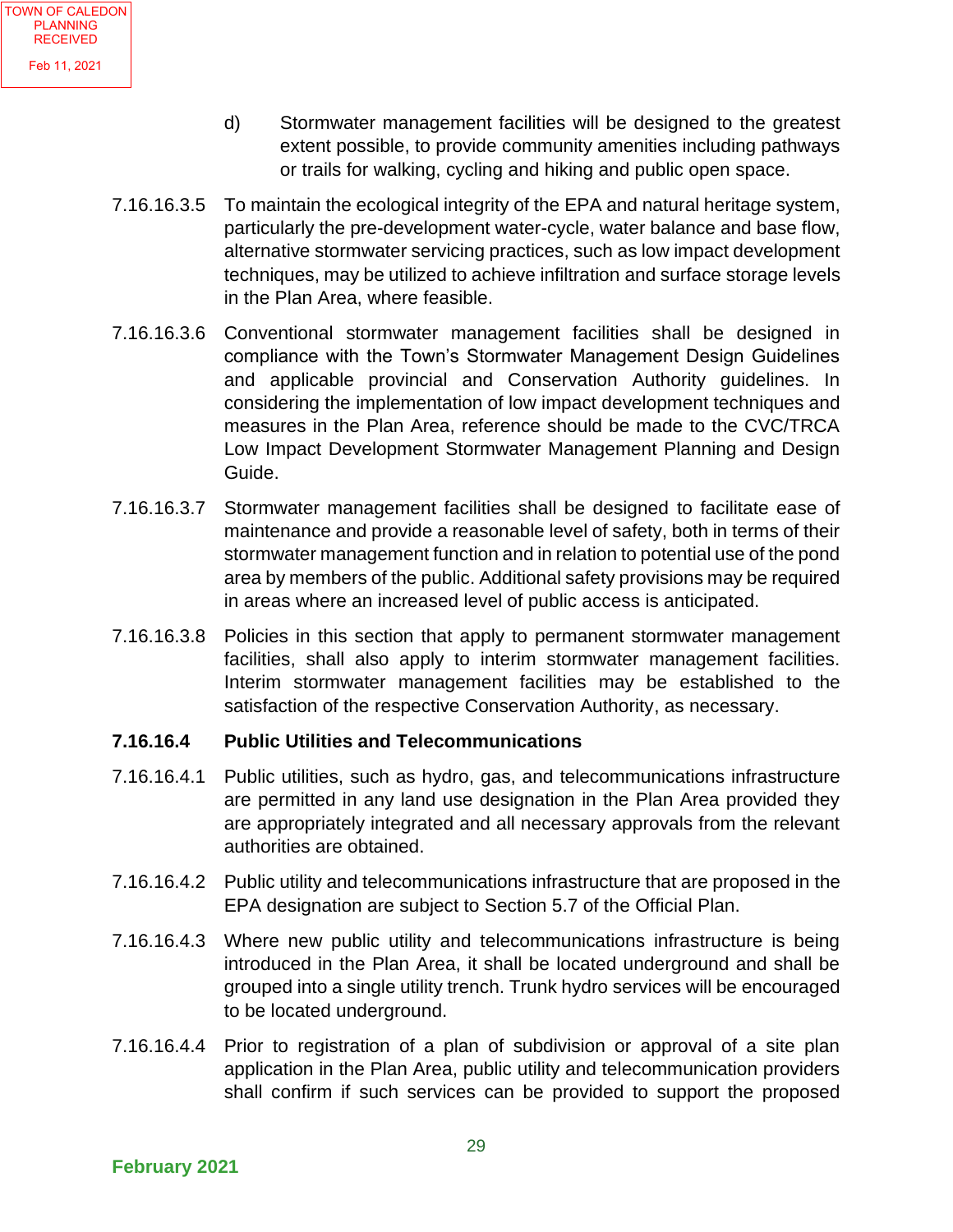d) Stormwater management facilities will be designed to the greatest extent possible, to provide community amenities including pathways or trails for walking, cycling and hiking and public open space.

7.16.16.3.5 To maintain the ecological integrity of the EPA and natural heritage system, particularly the pre-development water-cycle, water balance and base flow, alternative stormwater servicing practices, such as low impact development techniques, may be utilized to achieve infiltration and surface storage levels in the Plan Area, where feasible.

7.16.16.3.6 Conventional stormwater management facilities shall be designed in compliance with the Town's Stormwater Management Design Guidelines and applicable provincial and Conservation Authority guidelines. In considering the implementation of low impact development techniques and measures in the Plan Area, reference should be made to the CVC/TRCA Low Impact Development Stormwater Management Planning and Design Guide.

7.16.16.3.7 Stormwater management facilities shall be designed to facilitate ease of maintenance and provide a reasonable level of safety, both in terms of their stormwater management function and in relation to potential use of the pond area by members of the public. Additional safety provisions may be required in areas where an increased level of public access is anticipated.

7.16.16.3.8 Policies in this section that apply to permanent stormwater management facilities, shall also apply to interim stormwater management facilities. Interim stormwater management facilities may be established to the satisfaction of the respective Conservation Authority, as necessary.

**7.16.16.4 Public Utilities and Telecommunications**

7.16.16.4.1 Public utilities, such as hydro, gas, and telecommunications infrastructure are permitted in any land use designation in the Plan Area provided they are appropriately integrated and all necessary approvals from the relevant authorities are obtained.

7.16.16.4.2 Public utility and telecommunications infrastructure that are proposed in the EPA designation are subject to Section 5.7 of the Official Plan.

7.16.16.4.3 Where new public utility and telecommunications infrastructure is being introduced in the Plan Area, it shall be located underground and shall be grouped into a single utility trench. Trunk hydro services will be encouraged to be located underground.

7.16.16.4.4 Prior to registration of a plan of subdivision or approval of a site plan application in the Plan Area, public utility and telecommunication providers shall confirm if such services can be provided to support the proposed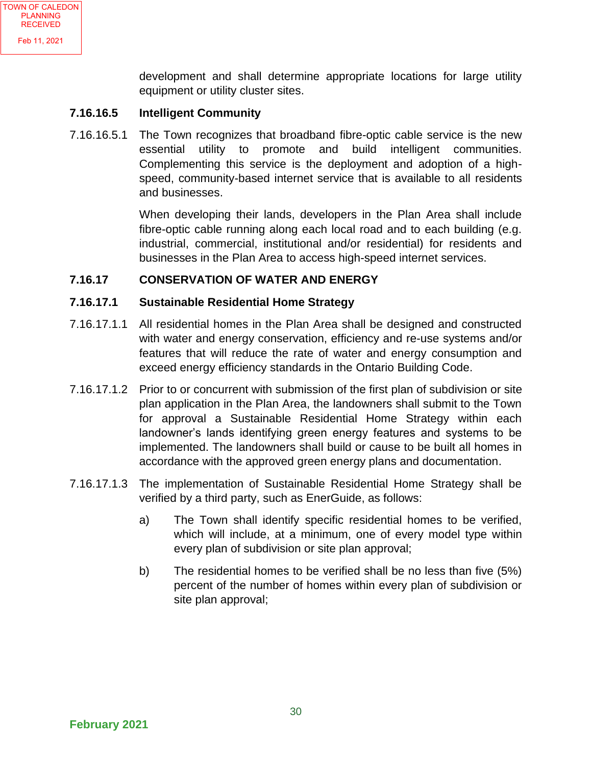development and shall determine appropriate locations for large utility equipment or utility cluster sites.

**7.16.16.5 Intelligent Community**

7.16.16.5.1 The Town recognizes that broadband fibre-optic cable service is the new essential utility to promote and build intelligent communities. Complementing this service is the deployment and adoption of a high-speed, community-based internet service that is available to all residents and businesses.

When developing their lands, developers in the Plan Area shall include fibre-optic cable running along each local road and to each building (e.g. industrial, commercial, institutional and/or residential) for residents and businesses in the Plan Area to access high-speed internet services.

**7.16.17 CONSERVATION OF WATER AND ENERGY**

**7.16.17.1 Sustainable Residential Home Strategy**

7.16.17.1.1 All residential homes in the Plan Area shall be designed and constructed with water and energy conservation, efficiency and re-use systems and/or features that will reduce the rate of water and energy consumption and exceed energy efficiency standards in the Ontario Building Code.

7.16.17.1.2 Prior to or concurrent with submission of the first plan of subdivision or site plan application in the Plan Area, the landowners shall submit to the Town for approval a Sustainable Residential Home Strategy within each landowner's lands identifying green energy features and systems to be implemented. The landowners shall build or cause to be built all homes in accordance with the approved green energy plans and documentation.

7.16.17.1.3 The implementation of Sustainable Residential Home Strategy shall be verified by a third party, such as EnerGuide, as follows:

a) The Town shall identify specific residential homes to be verified, which will include, at a minimum, one of every model type within every plan of subdivision or site plan approval;

b) The residential homes to be verified shall be no less than five (5%) percent of the number of homes within every plan of subdivision or site plan approval;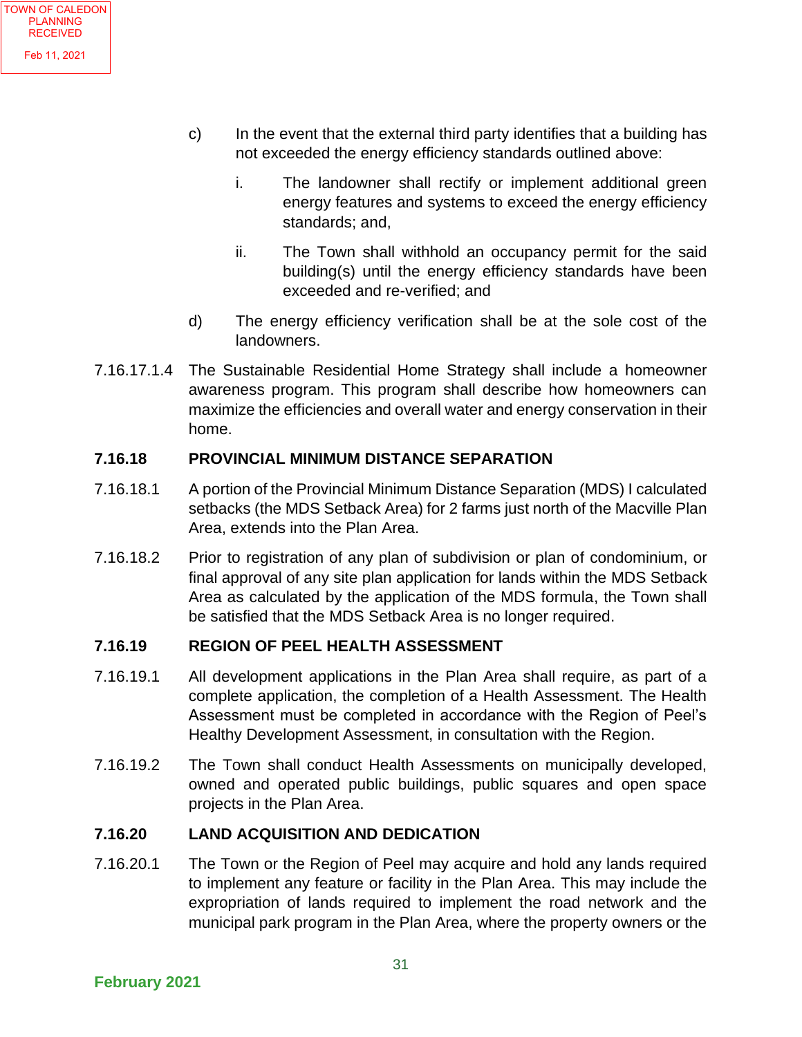c) In the event that the external third party identifies that a building has not exceeded the energy efficiency standards outlined above:

   i. The landowner shall rectify or implement additional green energy features and systems to exceed the energy efficiency standards; and,

   ii. The Town shall withhold an occupancy permit for the said building(s) until the energy efficiency standards have been exceeded and re-verified; and

d) The energy efficiency verification shall be at the sole cost of the landowners.

7.16.17.1.4 The Sustainable Residential Home Strategy shall include a homeowner awareness program. This program shall describe how homeowners can maximize the efficiencies and overall water and energy conservation in their home.

### 7.16.18 PROVINCIAL MINIMUM DISTANCE SEPARATION

7.16.18.1 A portion of the Provincial Minimum Distance Separation (MDS) I calculated setbacks (the MDS Setback Area) for 2 farms just north of the Macville Plan Area, extends into the Plan Area.

7.16.18.2 Prior to registration of any plan of subdivision or plan of condominium, or final approval of any site plan application for lands within the MDS Setback Area as calculated by the application of the MDS formula, the Town shall be satisfied that the MDS Setback Area is no longer required.

### 7.16.19 REGION OF PEEL HEALTH ASSESSMENT

7.16.19.1 All development applications in the Plan Area shall require, as part of a complete application, the completion of a Health Assessment. The Health Assessment must be completed in accordance with the Region of Peel's Healthy Development Assessment, in consultation with the Region.

7.16.19.2 The Town shall conduct Health Assessments on municipally developed, owned and operated public buildings, public squares and open space projects in the Plan Area.

### 7.16.20 LAND ACQUISITION AND DEDICATION

7.16.20.1 The Town or the Region of Peel may acquire and hold any lands required to implement any feature or facility in the Plan Area. This may include the expropriation of lands required to implement the road network and the municipal park program in the Plan Area, where the property owners or the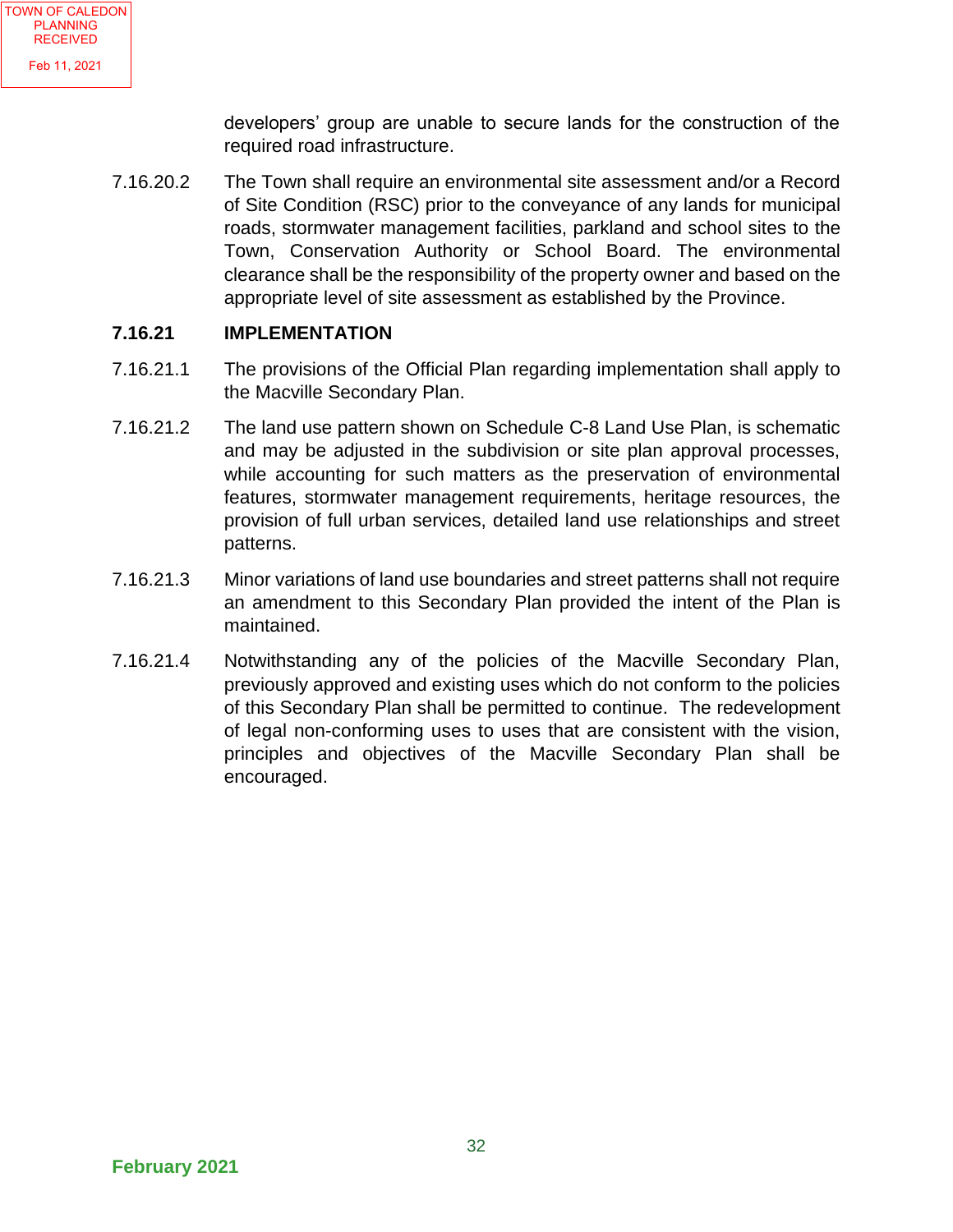developers' group are unable to secure lands for the construction of the required road infrastructure.

7.16.20.2 The Town shall require an environmental site assessment and/or a Record of Site Condition (RSC) prior to the conveyance of any lands for municipal roads, stormwater management facilities, parkland and school sites to the Town, Conservation Authority or School Board. The environmental clearance shall be the responsibility of the property owner and based on the appropriate level of site assessment as established by the Province.

### 7.16.21 IMPLEMENTATION

7.16.21.1 The provisions of the Official Plan regarding implementation shall apply to the Macville Secondary Plan.

7.16.21.2 The land use pattern shown on Schedule C-8 Land Use Plan, is schematic and may be adjusted in the subdivision or site plan approval processes, while accounting for such matters as the preservation of environmental features, stormwater management requirements, heritage resources, the provision of full urban services, detailed land use relationships and street patterns.

7.16.21.3 Minor variations of land use boundaries and street patterns shall not require an amendment to this Secondary Plan provided the intent of the Plan is maintained.

7.16.21.4 Notwithstanding any of the policies of the Macville Secondary Plan, previously approved and existing uses which do not conform to the policies of this Secondary Plan shall be permitted to continue. The redevelopment of legal non-conforming uses to uses that are consistent with the vision, principles and objectives of the Macville Secondary Plan shall be encouraged.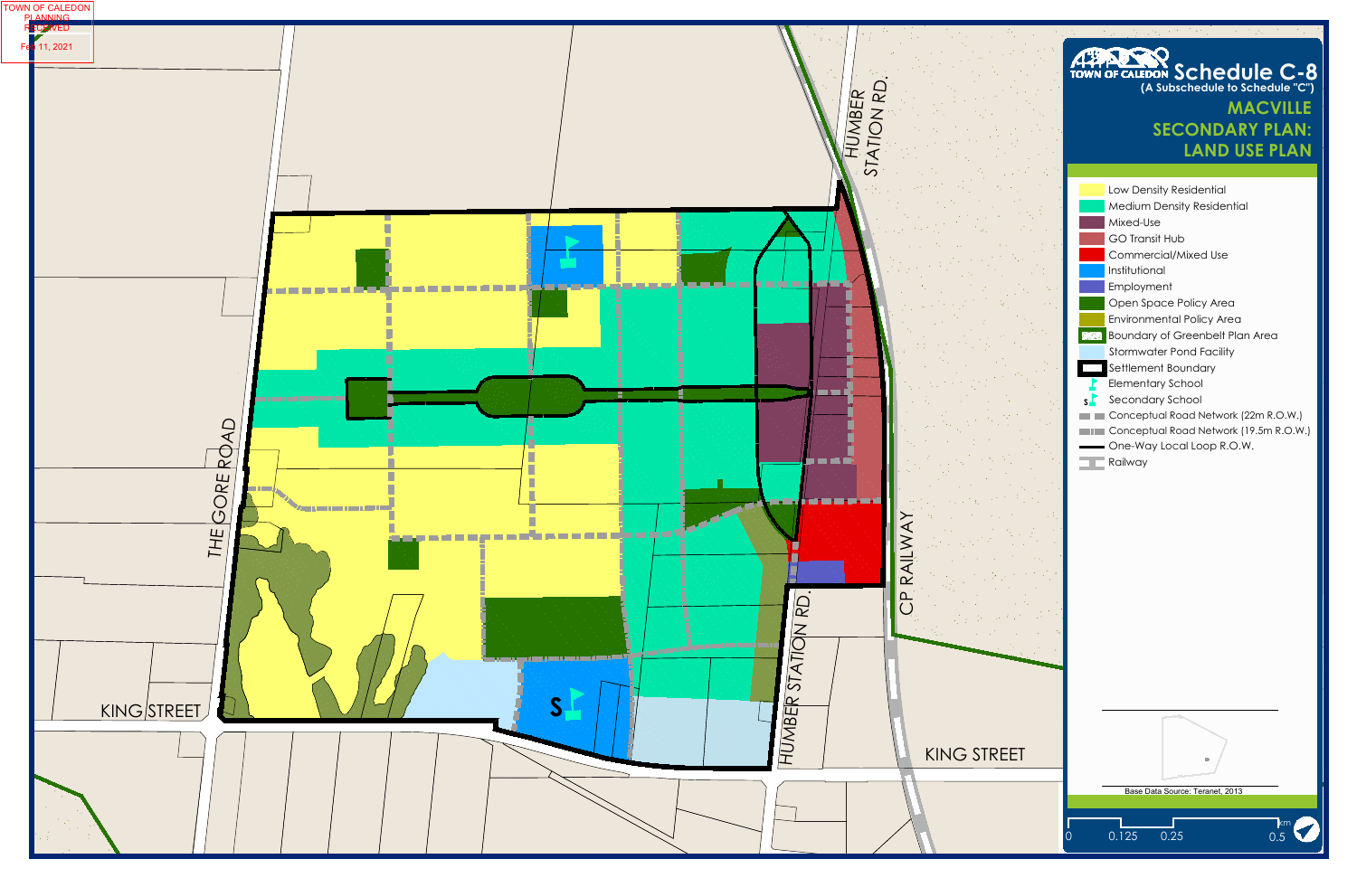TOWN OF CALEDON
PLANNING
RECEIVED
Feb 11, 2021

# Schedule C-8

(A Subschedule to Schedule "C")

## MACVILLE SECONDARY PLAN: LAND USE PLAN

TOWN OF CALEDON

- Low Density Residential
- Medium Density Residential
- Mixed-Use
- GO Transit Hub
- Commercial/Mixed Use
- Institutional
- Employment
- Open Space Policy Area
- Environmental Policy Area
- Boundary of Greenbelt Plan Area
- Stormwater Pond Facility
- Settlement Boundary
- Elementary School
- Secondary School
- Conceptual Road Network (22m R.O.W.)
- Conceptual Road Network (19.5m R.O.W.)
- One-Way Local Loop R.O.W.
- Railway

HUMBER STATION RD.

THE GORE ROAD

KING STREET

CP RAILWAY

S

Base Data Source: Teranet, 2013

0 0.125 0.25 0.5 km